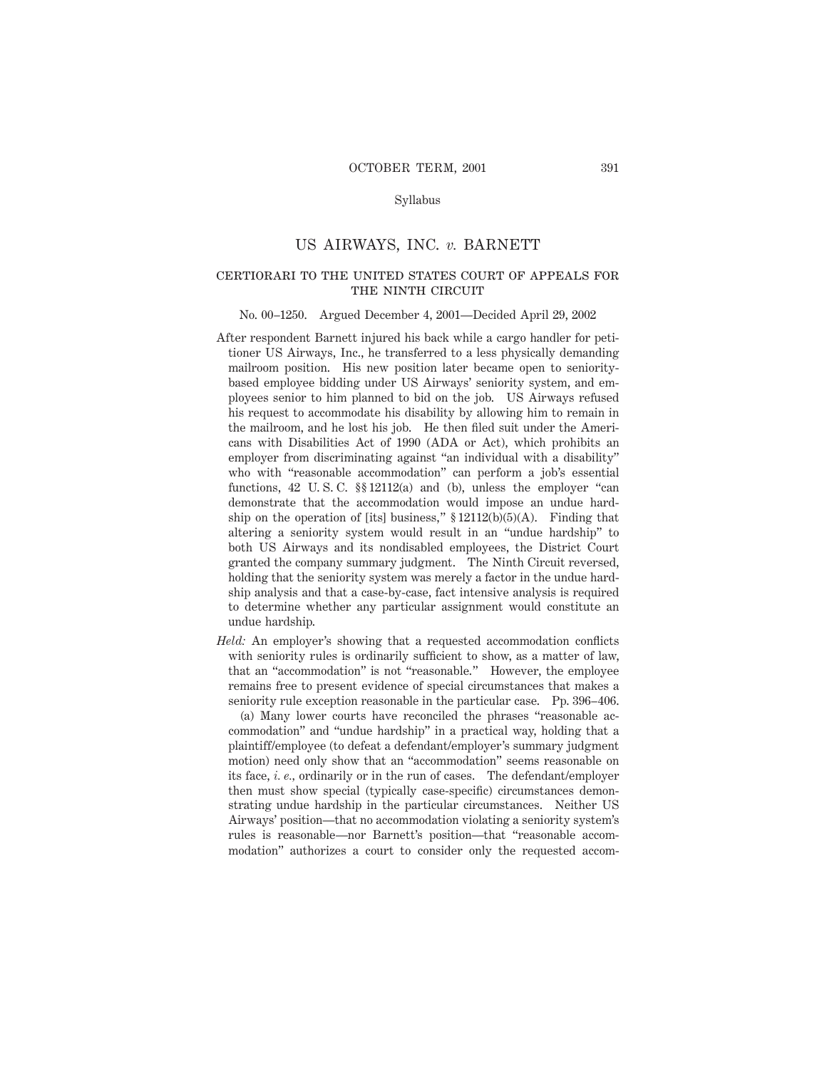Syllabus

# US AIRWAYS, INC. *v.* BARNETT

## CERTIORARI TO THE UNITED STATES COURT OF APPEALS FOR THE NINTH CIRCUIT

No. 00–1250. Argued December 4, 2001—Decided April 29, 2002

After respondent Barnett injured his back while a cargo handler for petitioner US Airways, Inc., he transferred to a less physically demanding mailroom position. His new position later became open to seniority-based employee bidding under US Airways' seniority system, and employees senior to him planned to bid on the job. US Airways refused his request to accommodate his disability by allowing him to remain in the mailroom, and he lost his job. He then filed suit under the Americans with Disabilities Act of 1990 (ADA or Act), which prohibits an employer from discriminating against "an individual with a disability" who with "reasonable accommodation" can perform a job's essential functions, 42 U. S. C. §§ 12112(a) and (b), unless the employer "can demonstrate that the accommodation would impose an undue hardship on the operation of [its] business," § 12112(b)(5)(A). Finding that altering a seniority system would result in an "undue hardship" to both US Airways and its nondisabled employees, the District Court granted the company summary judgment. The Ninth Circuit reversed, holding that the seniority system was merely a factor in the undue hardship analysis and that a case-by-case, fact intensive analysis is required to determine whether any particular assignment would constitute an undue hardship.

*Held:* An employer's showing that a requested accommodation conflicts with seniority rules is ordinarily sufficient to show, as a matter of law, that an "accommodation" is not "reasonable." However, the employee remains free to present evidence of special circumstances that makes a seniority rule exception reasonable in the particular case. Pp. 396–406.

(a) Many lower courts have reconciled the phrases "reasonable accommodation" and "undue hardship" in a practical way, holding that a plaintiff/employee (to defeat a defendant/employer's summary judgment motion) need only show that an "accommodation" seems reasonable on its face, *i. e.*, ordinarily or in the run of cases. The defendant/employer then must show special (typically case-specific) circumstances demonstrating undue hardship in the particular circumstances. Neither US Airways' position—that no accommodation violating a seniority system's rules is reasonable—nor Barnett's position—that "reasonable accommodation" authorizes a court to consider only the requested accom-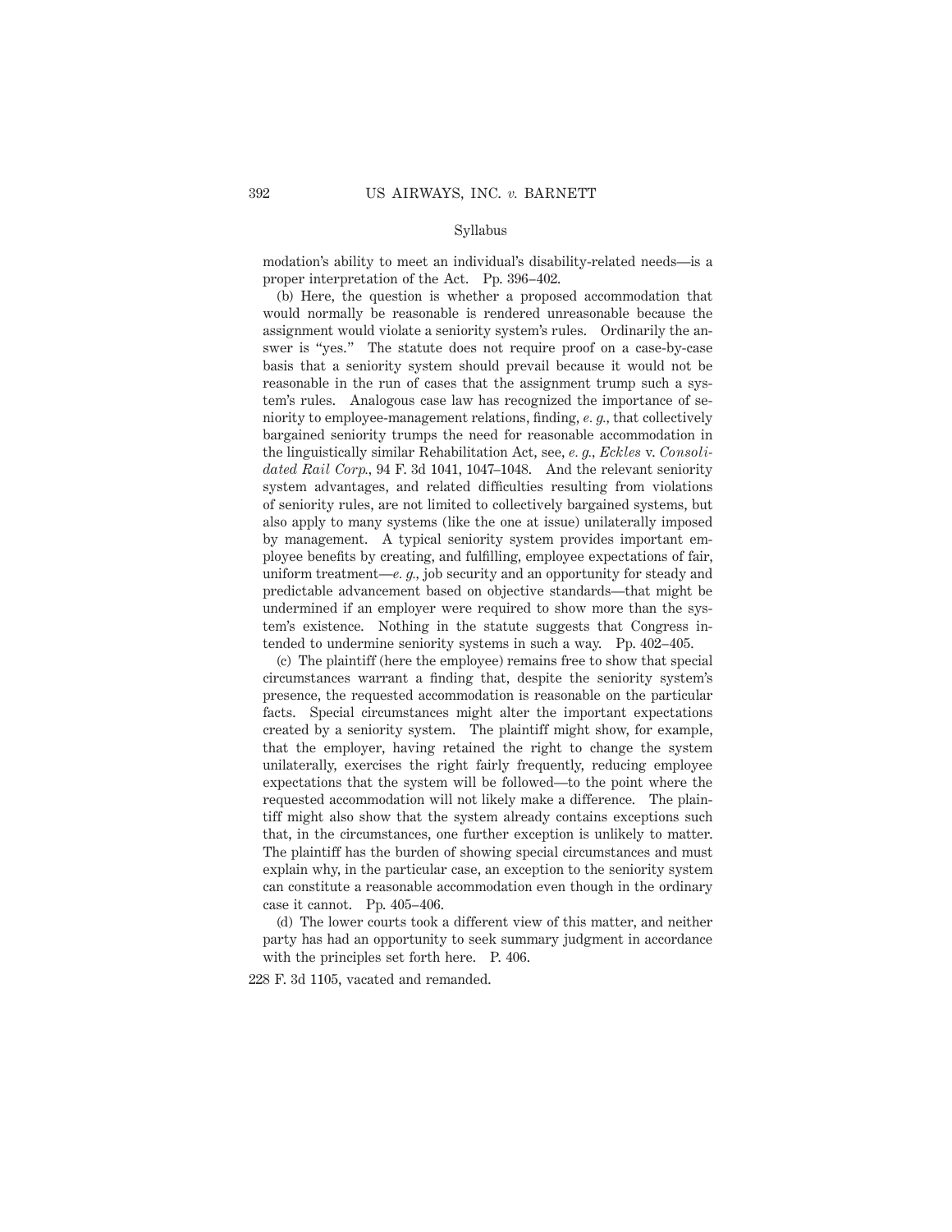modation's ability to meet an individual's disability-related needs—is a proper interpretation of the Act. Pp. 396–402.

(b) Here, the question is whether a proposed accommodation that would normally be reasonable is rendered unreasonable because the assignment would violate a seniority system's rules. Ordinarily the answer is "yes." The statute does not require proof on a case-by-case basis that a seniority system should prevail because it would not be reasonable in the run of cases that the assignment trump such a system's rules. Analogous case law has recognized the importance of seniority to employee-management relations, finding, *e. g.*, that collectively bargained seniority trumps the need for reasonable accommodation in the linguistically similar Rehabilitation Act, see, *e. g.*, *Eckles* v. *Consolidated Rail Corp.*, 94 F. 3d 1041, 1047–1048. And the relevant seniority system advantages, and related difficulties resulting from violations of seniority rules, are not limited to collectively bargained systems, but also apply to many systems (like the one at issue) unilaterally imposed by management. A typical seniority system provides important employee benefits by creating, and fulfilling, employee expectations of fair, uniform treatment—*e. g.*, job security and an opportunity for steady and predictable advancement based on objective standards—that might be undermined if an employer were required to show more than the system's existence. Nothing in the statute suggests that Congress intended to undermine seniority systems in such a way. Pp. 402–405.

(c) The plaintiff (here the employee) remains free to show that special circumstances warrant a finding that, despite the seniority system's presence, the requested accommodation is reasonable on the particular facts. Special circumstances might alter the important expectations created by a seniority system. The plaintiff might show, for example, that the employer, having retained the right to change the system unilaterally, exercises the right fairly frequently, reducing employee expectations that the system will be followed—to the point where the requested accommodation will not likely make a difference. The plaintiff might also show that the system already contains exceptions such that, in the circumstances, one further exception is unlikely to matter. The plaintiff has the burden of showing special circumstances and must explain why, in the particular case, an exception to the seniority system can constitute a reasonable accommodation even though in the ordinary case it cannot. Pp. 405–406.

(d) The lower courts took a different view of this matter, and neither party has had an opportunity to seek summary judgment in accordance with the principles set forth here. P. 406.

228 F. 3d 1105, vacated and remanded.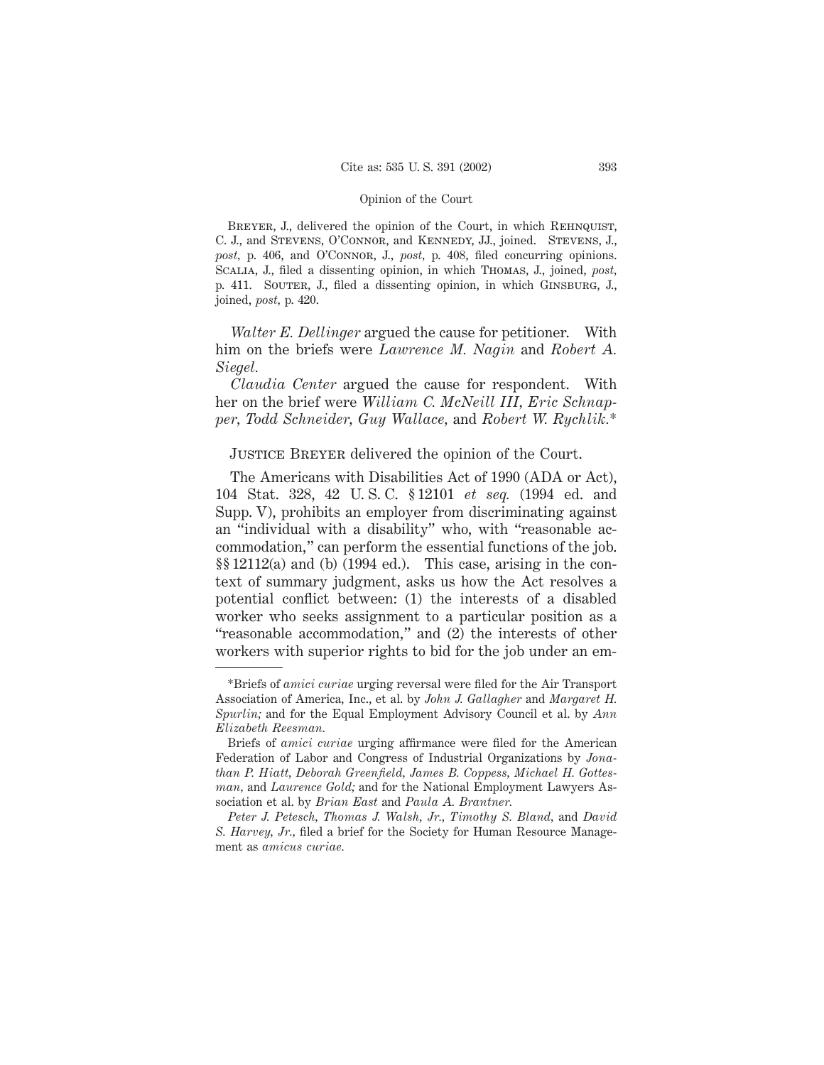BREYER, J., delivered the opinion of the Court, in which REHNQUIST, C. J., and STEVENS, O'CONNOR, and KENNEDY, JJ., joined. STEVENS, J., *post*, p. 406, and O'CONNOR, J., *post*, p. 408, filed concurring opinions. SCALIA, J., filed a dissenting opinion, in which THOMAS, J., joined, *post*, p. 411. SOUTER, J., filed a dissenting opinion, in which GINSBURG, J., joined, *post*, p. 420.

*Walter E. Dellinger* argued the cause for petitioner. With him on the briefs were *Lawrence M. Nagin* and *Robert A. Siegel*.

*Claudia Center* argued the cause for respondent. With her on the brief were *William C. McNeill III*, *Eric Schnapper*, *Todd Schneider*, *Guy Wallace*, and *Robert W. Rychlik*.*

JUSTICE BREYER delivered the opinion of the Court.

The Americans with Disabilities Act of 1990 (ADA or Act), 104 Stat. 328, 42 U. S. C. § 12101 *et seq.* (1994 ed. and Supp. V), prohibits an employer from discriminating against an "individual with a disability" who, with "reasonable accommodation," can perform the essential functions of the job. §§ 12112(a) and (b) (1994 ed.). This case, arising in the context of summary judgment, asks us how the Act resolves a potential conflict between: (1) the interests of a disabled worker who seeks assignment to a particular position as a "reasonable accommodation," and (2) the interests of other workers with superior rights to bid for the job under an em-

---

*Briefs of *amici curiae* urging reversal were filed for the Air Transport Association of America, Inc., et al. by *John J. Gallagher* and *Margaret H. Spurlin;* and for the Equal Employment Advisory Council et al. by *Ann Elizabeth Reesman.*

Briefs of *amici curiae* urging affirmance were filed for the American Federation of Labor and Congress of Industrial Organizations by *Jonathan P. Hiatt*, *Deborah Greenfield*, *James B. Coppess*, *Michael H. Gottesman*, and *Laurence Gold;* and for the National Employment Lawyers Association et al. by *Brian East* and *Paula A. Brantner.*

*Peter J. Petesch*, *Thomas J. Walsh, Jr.*, *Timothy S. Bland*, and *David S. Harvey, Jr.*, filed a brief for the Society for Human Resource Management as *amicus curiae.*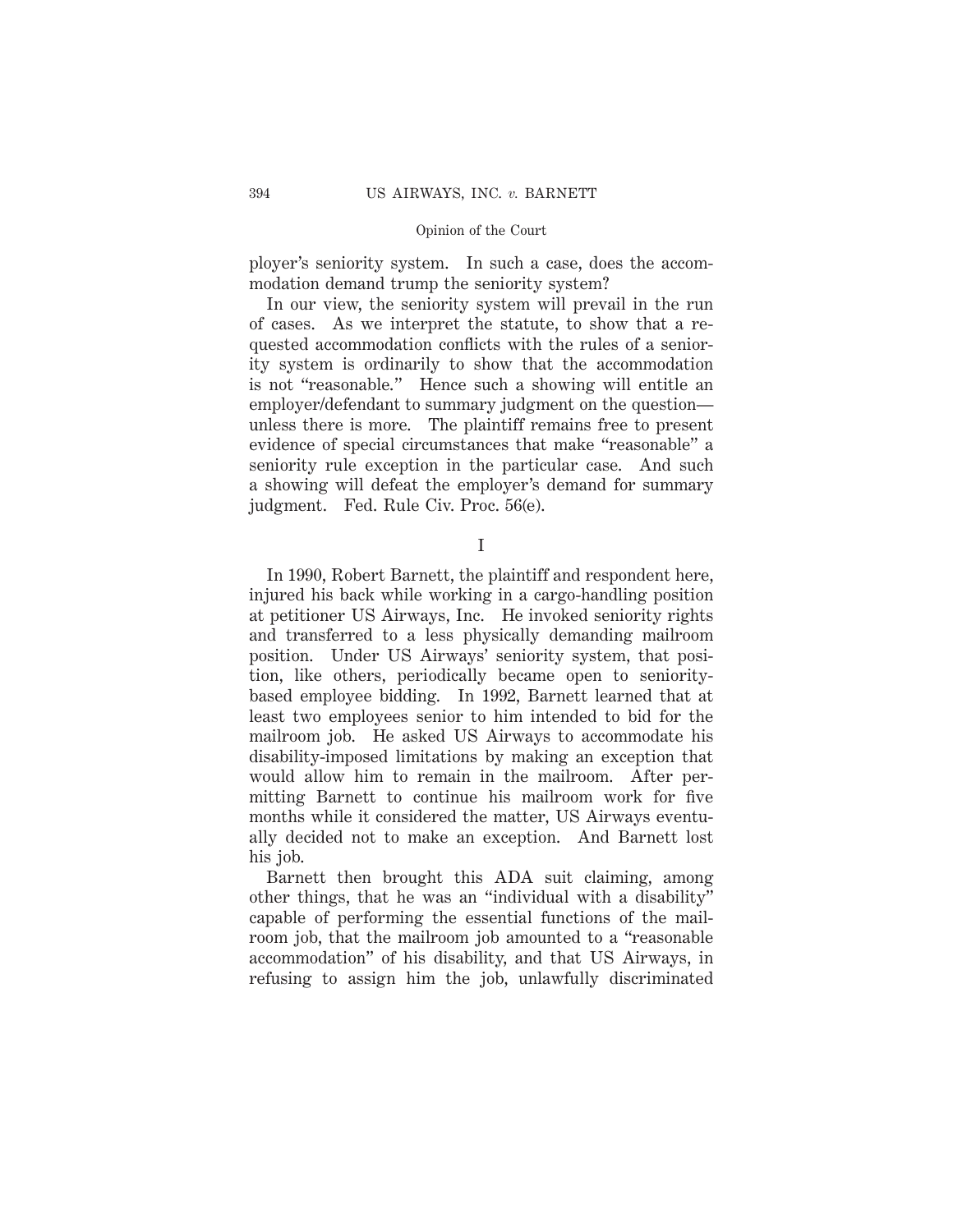ployer's seniority system. In such a case, does the accommodation demand trump the seniority system?

In our view, the seniority system will prevail in the run of cases. As we interpret the statute, to show that a requested accommodation conflicts with the rules of a seniority system is ordinarily to show that the accommodation is not "reasonable." Hence such a showing will entitle an employer/defendant to summary judgment on the question— unless there is more. The plaintiff remains free to present evidence of special circumstances that make "reasonable" a seniority rule exception in the particular case. And such a showing will defeat the employer's demand for summary judgment. Fed. Rule Civ. Proc. 56(e).

## I

In 1990, Robert Barnett, the plaintiff and respondent here, injured his back while working in a cargo-handling position at petitioner US Airways, Inc. He invoked seniority rights and transferred to a less physically demanding mailroom position. Under US Airways' seniority system, that position, like others, periodically became open to seniority-based employee bidding. In 1992, Barnett learned that at least two employees senior to him intended to bid for the mailroom job. He asked US Airways to accommodate his disability-imposed limitations by making an exception that would allow him to remain in the mailroom. After permitting Barnett to continue his mailroom work for five months while it considered the matter, US Airways eventually decided not to make an exception. And Barnett lost his job.

Barnett then brought this ADA suit claiming, among other things, that he was an "individual with a disability" capable of performing the essential functions of the mailroom job, that the mailroom job amounted to a "reasonable accommodation" of his disability, and that US Airways, in refusing to assign him the job, unlawfully discriminated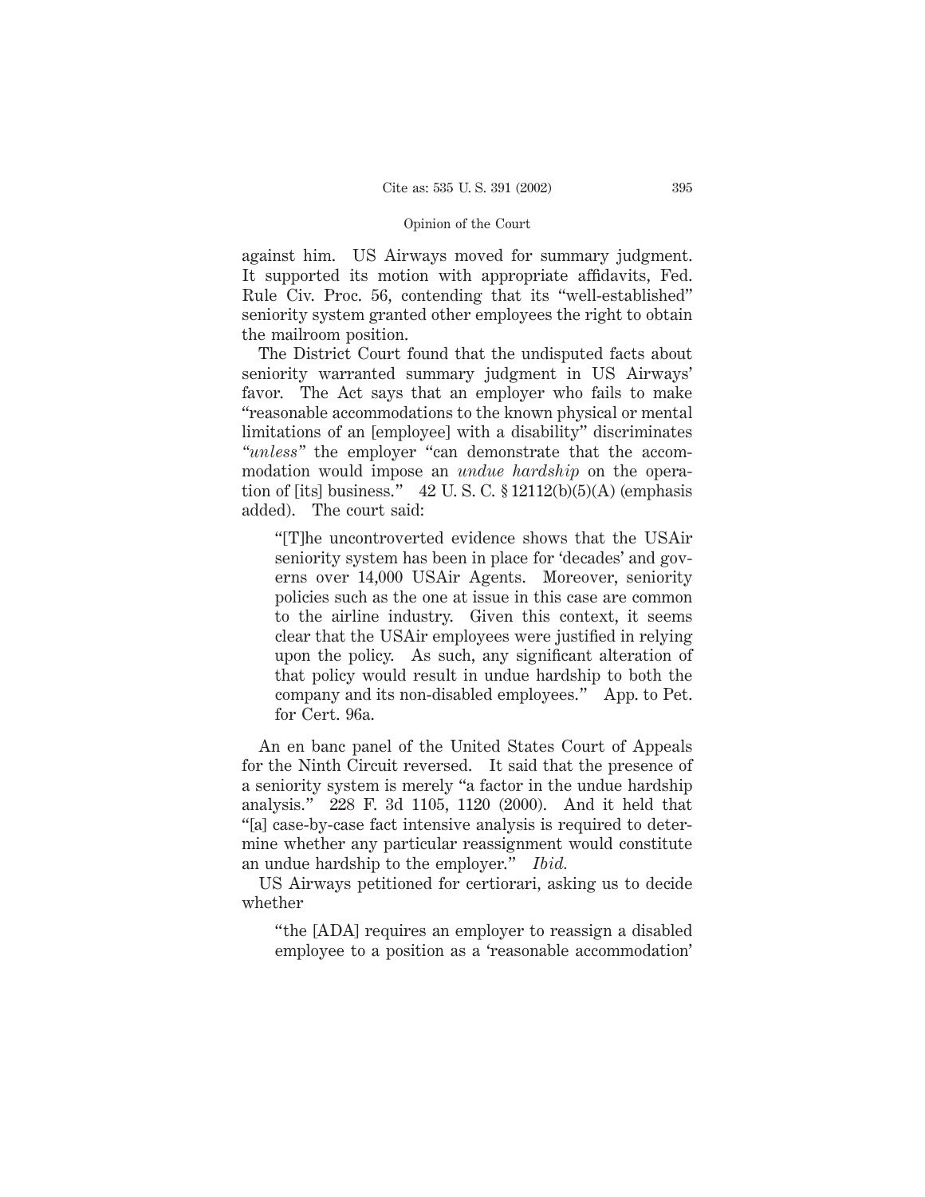against him. US Airways moved for summary judgment. It supported its motion with appropriate affidavits, Fed. Rule Civ. Proc. 56, contending that its "well-established" seniority system granted other employees the right to obtain the mailroom position.

The District Court found that the undisputed facts about seniority warranted summary judgment in US Airways' favor. The Act says that an employer who fails to make "reasonable accommodations to the known physical or mental limitations of an [employee] with a disability" discriminates "*unless*" the employer "can demonstrate that the accommodation would impose an *undue hardship* on the operation of [its] business." 42 U. S. C. § 12112(b)(5)(A) (emphasis added). The court said:

> "[T]he uncontroverted evidence shows that the USAir seniority system has been in place for 'decades' and governs over 14,000 USAir Agents. Moreover, seniority policies such as the one at issue in this case are common to the airline industry. Given this context, it seems clear that the USAir employees were justified in relying upon the policy. As such, any significant alteration of that policy would result in undue hardship to both the company and its non-disabled employees." App. to Pet. for Cert. 96a.

An en banc panel of the United States Court of Appeals for the Ninth Circuit reversed. It said that the presence of a seniority system is merely "a factor in the undue hardship analysis." 228 F. 3d 1105, 1120 (2000). And it held that "[a] case-by-case fact intensive analysis is required to determine whether any particular reassignment would constitute an undue hardship to the employer." *Ibid.*

US Airways petitioned for certiorari, asking us to decide whether

> "the [ADA] requires an employer to reassign a disabled employee to a position as a 'reasonable accommodation'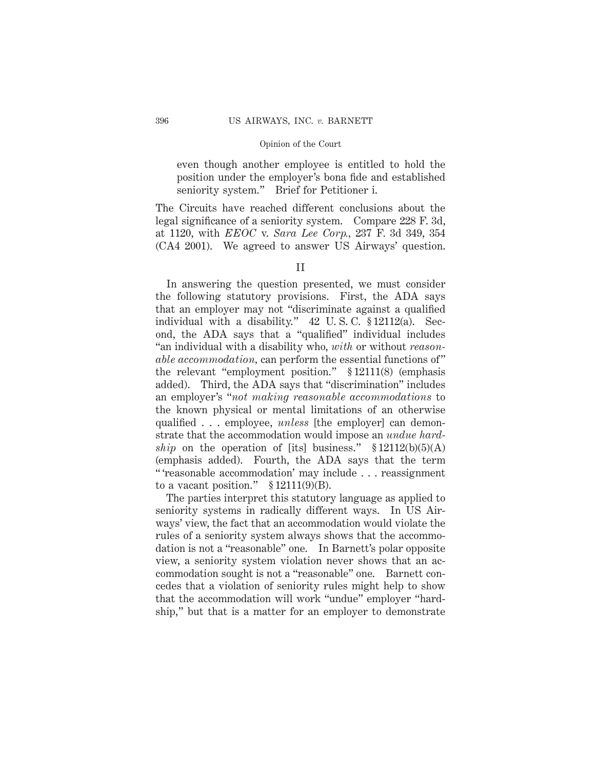even though another employee is entitled to hold the position under the employer's bona fide and established seniority system." Brief for Petitioner i.

The Circuits have reached different conclusions about the legal significance of a seniority system. Compare 228 F. 3d, at 1120, with *EEOC* v. *Sara Lee Corp.*, 237 F. 3d 349, 354 (CA4 2001). We agreed to answer US Airways' question.

## II

In answering the question presented, we must consider the following statutory provisions. First, the ADA says that an employer may not "discriminate against a qualified individual with a disability." 42 U. S. C. § 12112(a). Second, the ADA says that a "qualified" individual includes "an individual with a disability who, *with* or without *reasonable accommodation*, can perform the essential functions of" the relevant "employment position." § 12111(8) (emphasis added). Third, the ADA says that "discrimination" includes an employer's "*not making reasonable accommodations* to the known physical or mental limitations of an otherwise qualified . . . employee, *unless* [the employer] can demonstrate that the accommodation would impose an *undue hardship* on the operation of [its] business." § 12112(b)(5)(A) (emphasis added). Fourth, the ADA says that the term " 'reasonable accommodation' may include . . . reassignment to a vacant position." § 12111(9)(B).

The parties interpret this statutory language as applied to seniority systems in radically different ways. In US Airways' view, the fact that an accommodation would violate the rules of a seniority system always shows that the accommodation is not a "reasonable" one. In Barnett's polar opposite view, a seniority system violation never shows that an accommodation sought is not a "reasonable" one. Barnett concedes that a violation of seniority rules might help to show that the accommodation will work "undue" employer "hardship," but that is a matter for an employer to demonstrate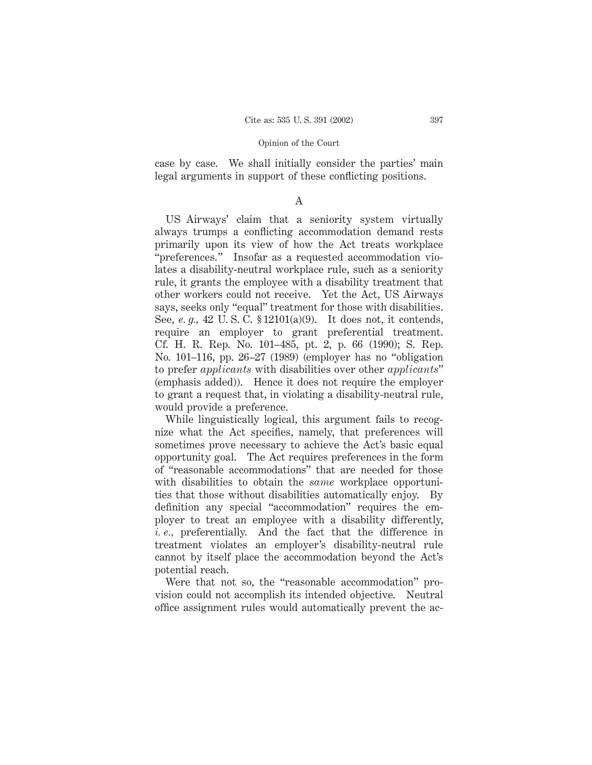case by case. We shall initially consider the parties' main legal arguments in support of these conflicting positions.

### A

US Airways' claim that a seniority system virtually always trumps a conflicting accommodation demand rests primarily upon its view of how the Act treats workplace "preferences." Insofar as a requested accommodation violates a disability-neutral workplace rule, such as a seniority rule, it grants the employee with a disability treatment that other workers could not receive. Yet the Act, US Airways says, seeks only "equal" treatment for those with disabilities. See, *e. g.*, 42 U. S. C. § 12101(a)(9). It does not, it contends, require an employer to grant preferential treatment. Cf. H. R. Rep. No. 101–485, pt. 2, p. 66 (1990); S. Rep. No. 101–116, pp. 26–27 (1989) (employer has no "obligation to prefer *applicants* with disabilities over other *applicants*" (emphasis added)). Hence it does not require the employer to grant a request that, in violating a disability-neutral rule, would provide a preference.

While linguistically logical, this argument fails to recognize what the Act specifies, namely, that preferences will sometimes prove necessary to achieve the Act's basic equal opportunity goal. The Act requires preferences in the form of "reasonable accommodations" that are needed for those with disabilities to obtain the *same* workplace opportunities that those without disabilities automatically enjoy. By definition any special "accommodation" requires the employer to treat an employee with a disability differently, *i. e.*, preferentially. And the fact that the difference in treatment violates an employer's disability-neutral rule cannot by itself place the accommodation beyond the Act's potential reach.

Were that not so, the "reasonable accommodation" provision could not accomplish its intended objective. Neutral office assignment rules would automatically prevent the ac-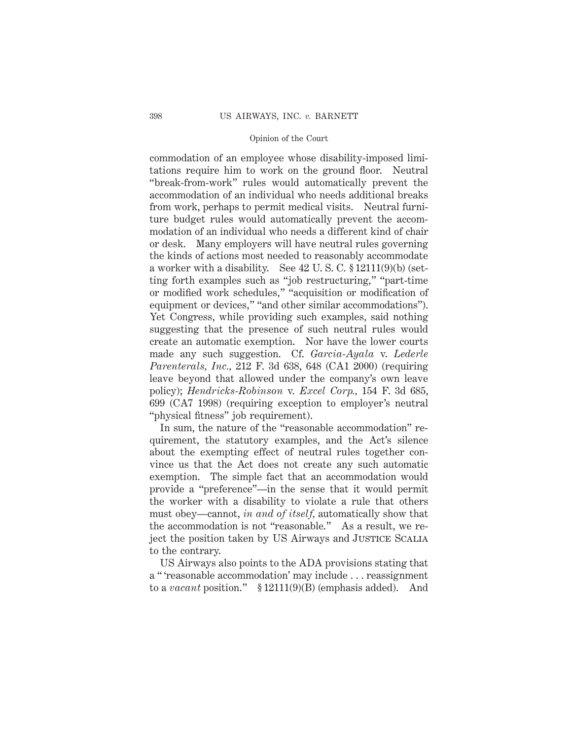commodation of an employee whose disability-imposed limitations require him to work on the ground floor. Neutral "break-from-work" rules would automatically prevent the accommodation of an individual who needs additional breaks from work, perhaps to permit medical visits. Neutral furniture budget rules would automatically prevent the accommodation of an individual who needs a different kind of chair or desk. Many employers will have neutral rules governing the kinds of actions most needed to reasonably accommodate a worker with a disability. See 42 U. S. C. § 12111(9)(b) (setting forth examples such as "job restructuring," "part-time or modified work schedules," "acquisition or modification of equipment or devices," "and other similar accommodations"). Yet Congress, while providing such examples, said nothing suggesting that the presence of such neutral rules would create an automatic exemption. Nor have the lower courts made any such suggestion. Cf. *Garcia-Ayala* v. *Lederle Parenterals, Inc.*, 212 F. 3d 638, 648 (CA1 2000) (requiring leave beyond that allowed under the company's own leave policy); *Hendricks-Robinson* v. *Excel Corp.*, 154 F. 3d 685, 699 (CA7 1998) (requiring exception to employer's neutral "physical fitness" job requirement).

In sum, the nature of the "reasonable accommodation" requirement, the statutory examples, and the Act's silence about the exempting effect of neutral rules together convince us that the Act does not create any such automatic exemption. The simple fact that an accommodation would provide a "preference"—in the sense that it would permit the worker with a disability to violate a rule that others must obey—cannot, *in and of itself*, automatically show that the accommodation is not "reasonable." As a result, we reject the position taken by US Airways and JUSTICE SCALIA to the contrary.

US Airways also points to the ADA provisions stating that a " 'reasonable accommodation' may include . . . reassignment to a *vacant* position." § 12111(9)(B) (emphasis added). And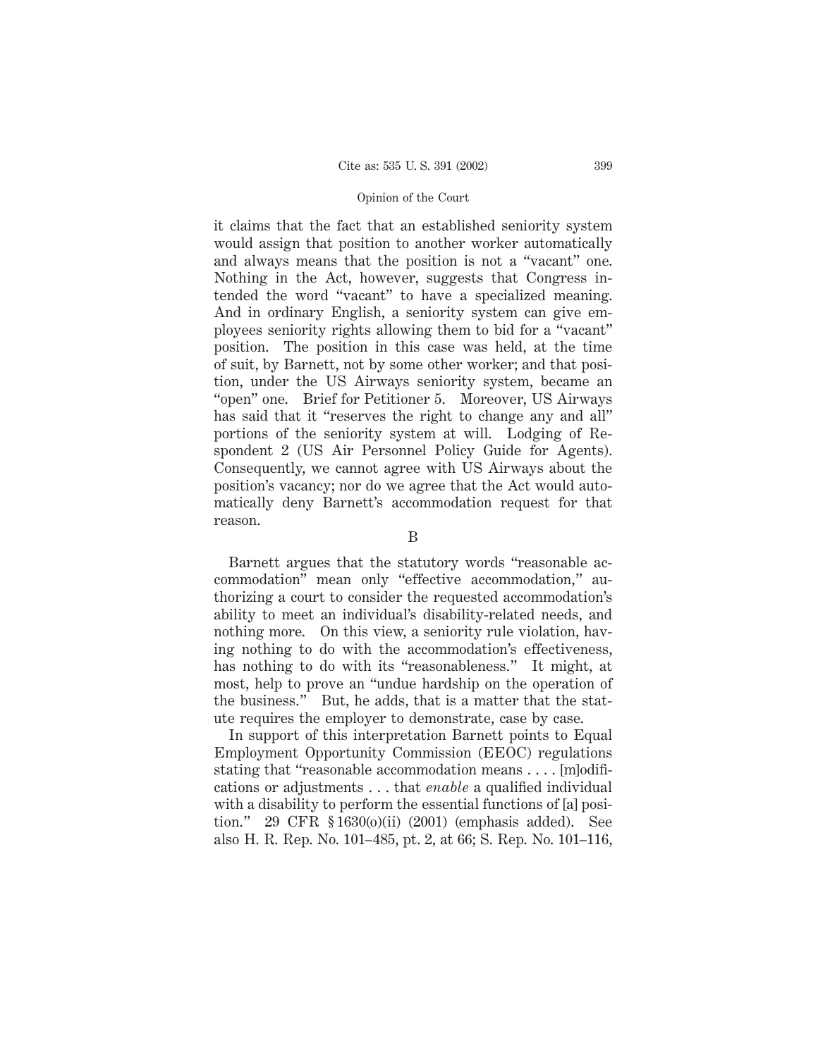it claims that the fact that an established seniority system would assign that position to another worker automatically and always means that the position is not a "vacant" one. Nothing in the Act, however, suggests that Congress intended the word "vacant" to have a specialized meaning. And in ordinary English, a seniority system can give employees seniority rights allowing them to bid for a "vacant" position. The position in this case was held, at the time of suit, by Barnett, not by some other worker; and that position, under the US Airways seniority system, became an "open" one. Brief for Petitioner 5. Moreover, US Airways has said that it "reserves the right to change any and all" portions of the seniority system at will. Lodging of Respondent 2 (US Air Personnel Policy Guide for Agents). Consequently, we cannot agree with US Airways about the position's vacancy; nor do we agree that the Act would automatically deny Barnett's accommodation request for that reason.

B

Barnett argues that the statutory words "reasonable accommodation" mean only "effective accommodation," authorizing a court to consider the requested accommodation's ability to meet an individual's disability-related needs, and nothing more. On this view, a seniority rule violation, having nothing to do with the accommodation's effectiveness, has nothing to do with its "reasonableness." It might, at most, help to prove an "undue hardship on the operation of the business." But, he adds, that is a matter that the statute requires the employer to demonstrate, case by case.

In support of this interpretation Barnett points to Equal Employment Opportunity Commission (EEOC) regulations stating that "reasonable accommodation means . . . . [m]odifications or adjustments . . . that *enable* a qualified individual with a disability to perform the essential functions of [a] position." 29 CFR § 1630(o)(ii) (2001) (emphasis added). See also H. R. Rep. No. 101–485, pt. 2, at 66; S. Rep. No. 101–116,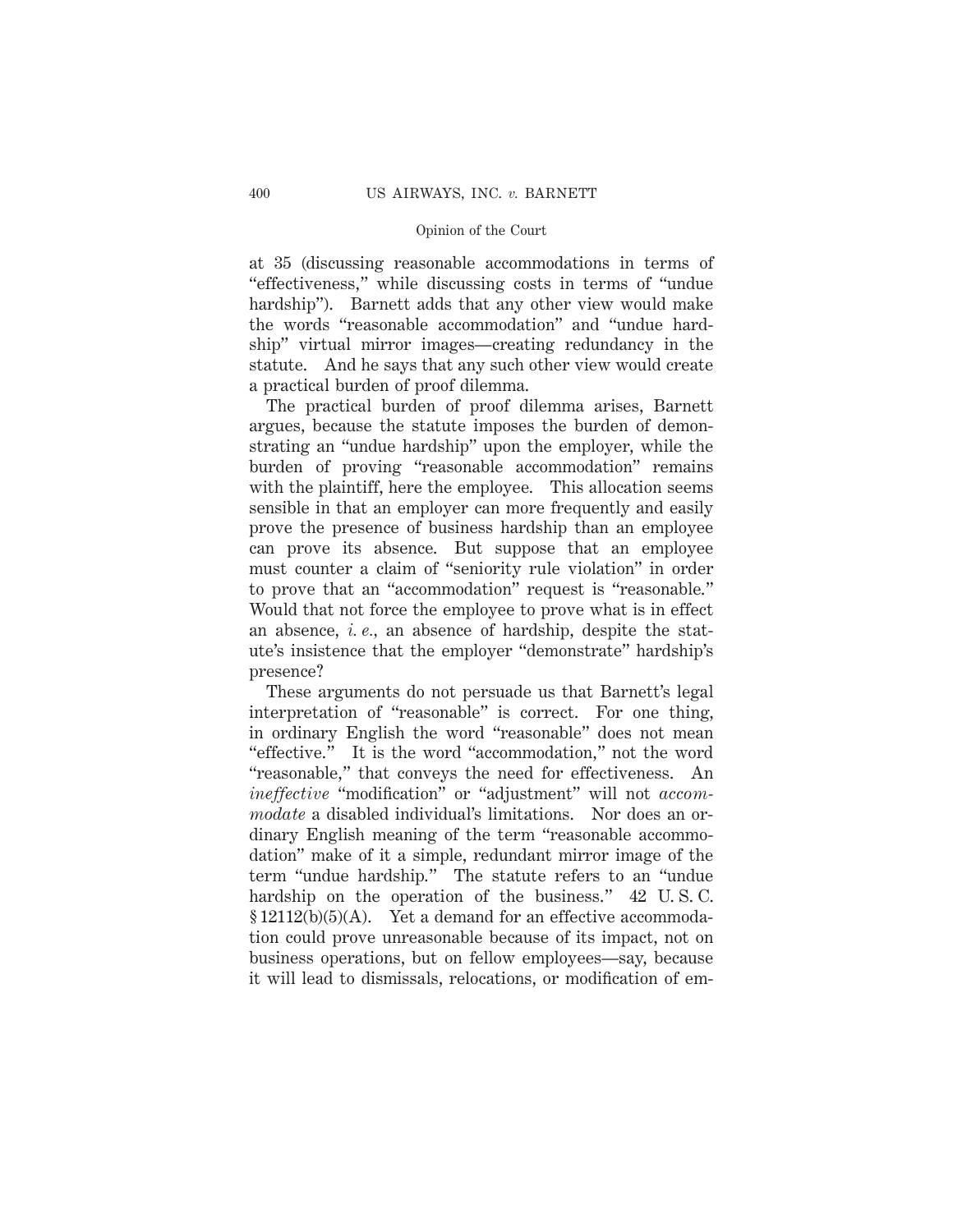at 35 (discussing reasonable accommodations in terms of "effectiveness," while discussing costs in terms of "undue hardship"). Barnett adds that any other view would make the words "reasonable accommodation" and "undue hardship" virtual mirror images—creating redundancy in the statute. And he says that any such other view would create a practical burden of proof dilemma.

The practical burden of proof dilemma arises, Barnett argues, because the statute imposes the burden of demonstrating an "undue hardship" upon the employer, while the burden of proving "reasonable accommodation" remains with the plaintiff, here the employee. This allocation seems sensible in that an employer can more frequently and easily prove the presence of business hardship than an employee can prove its absence. But suppose that an employee must counter a claim of "seniority rule violation" in order to prove that an "accommodation" request is "reasonable." Would that not force the employee to prove what is in effect an absence, *i. e.*, an absence of hardship, despite the statute's insistence that the employer "demonstrate" hardship's presence?

These arguments do not persuade us that Barnett's legal interpretation of "reasonable" is correct. For one thing, in ordinary English the word "reasonable" does not mean "effective." It is the word "accommodation," not the word "reasonable," that conveys the need for effectiveness. An *ineffective* "modification" or "adjustment" will not *accommodate* a disabled individual's limitations. Nor does an ordinary English meaning of the term "reasonable accommodation" make of it a simple, redundant mirror image of the term "undue hardship." The statute refers to an "undue hardship on the operation of the business." 42 U. S. C. § 12112(b)(5)(A). Yet a demand for an effective accommodation could prove unreasonable because of its impact, not on business operations, but on fellow employees—say, because it will lead to dismissals, relocations, or modification of em-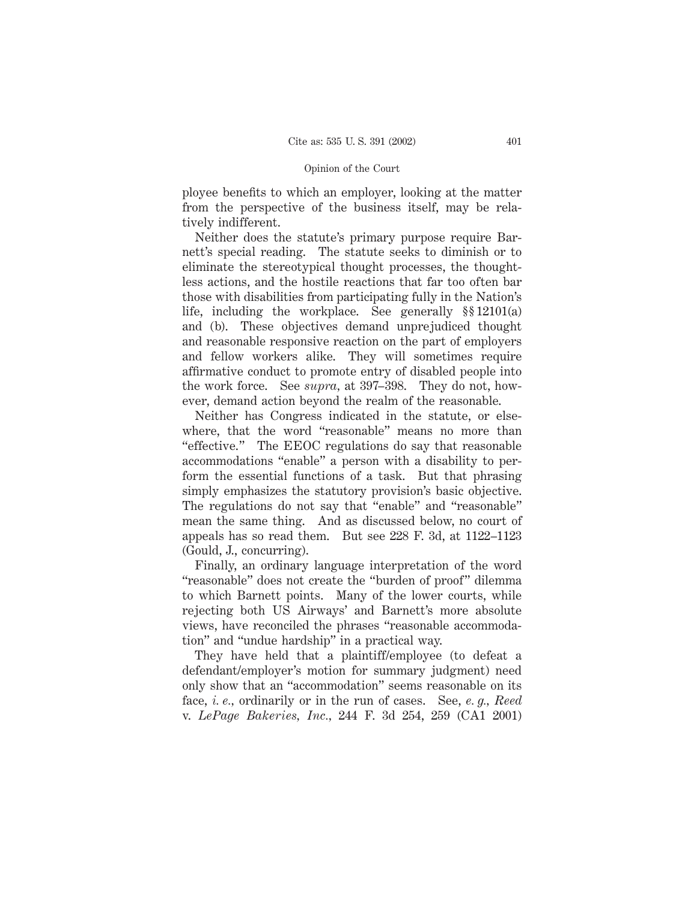ployee benefits to which an employer, looking at the matter from the perspective of the business itself, may be relatively indifferent.

Neither does the statute's primary purpose require Barnett's special reading. The statute seeks to diminish or to eliminate the stereotypical thought processes, the thoughtless actions, and the hostile reactions that far too often bar those with disabilities from participating fully in the Nation's life, including the workplace. See generally §§ 12101(a) and (b). These objectives demand unprejudiced thought and reasonable responsive reaction on the part of employers and fellow workers alike. They will sometimes require affirmative conduct to promote entry of disabled people into the work force. See *supra*, at 397–398. They do not, however, demand action beyond the realm of the reasonable.

Neither has Congress indicated in the statute, or elsewhere, that the word "reasonable" means no more than "effective." The EEOC regulations do say that reasonable accommodations "enable" a person with a disability to perform the essential functions of a task. But that phrasing simply emphasizes the statutory provision's basic objective. The regulations do not say that "enable" and "reasonable" mean the same thing. And as discussed below, no court of appeals has so read them. But see 228 F. 3d, at 1122–1123 (Gould, J., concurring).

Finally, an ordinary language interpretation of the word "reasonable" does not create the "burden of proof" dilemma to which Barnett points. Many of the lower courts, while rejecting both US Airways' and Barnett's more absolute views, have reconciled the phrases "reasonable accommodation" and "undue hardship" in a practical way.

They have held that a plaintiff/employee (to defeat a defendant/employer's motion for summary judgment) need only show that an "accommodation" seems reasonable on its face, *i. e.*, ordinarily or in the run of cases. See, *e. g.*, *Reed* v. *LePage Bakeries, Inc.*, 244 F. 3d 254, 259 (CA1 2001)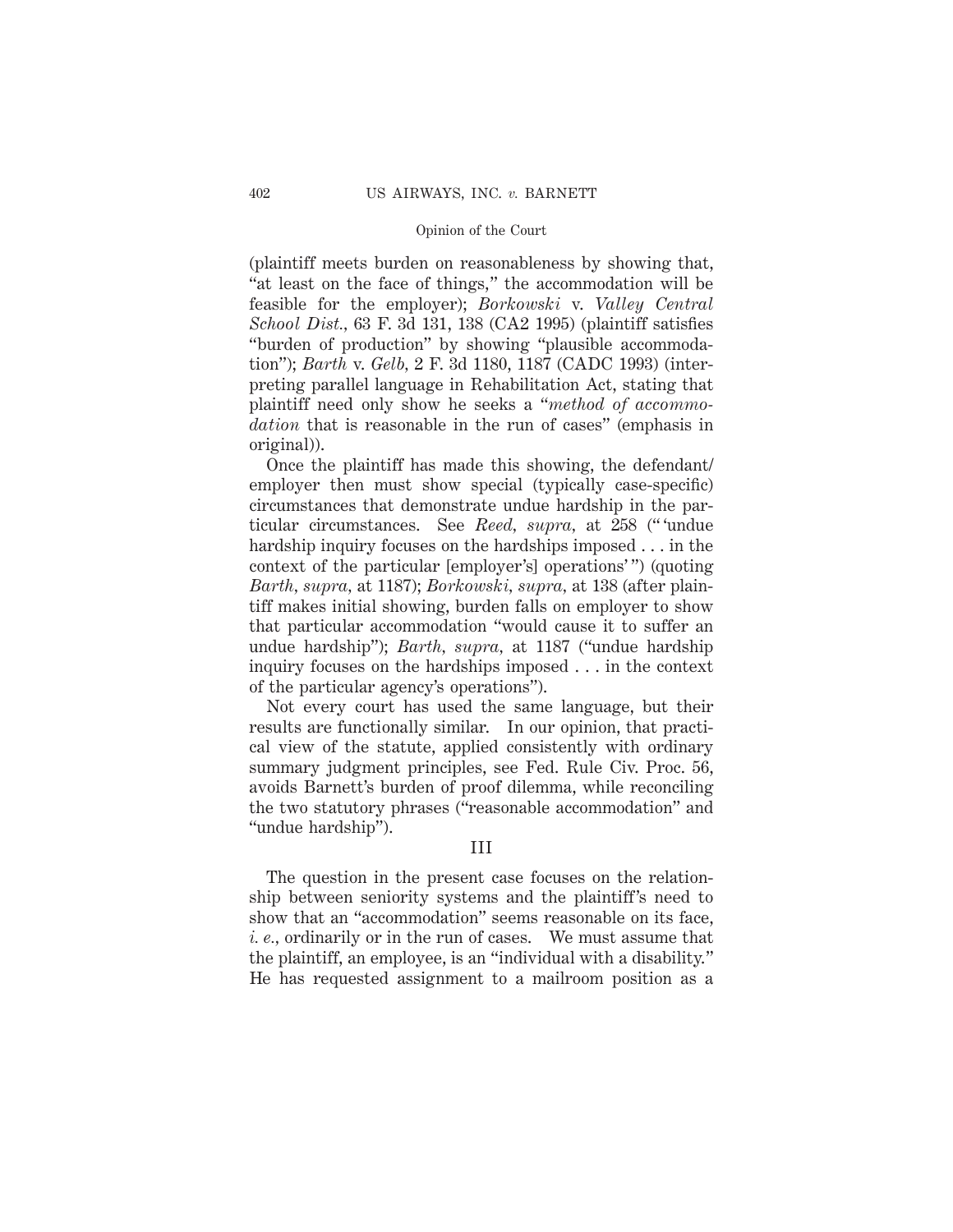(plaintiff meets burden on reasonableness by showing that, "at least on the face of things," the accommodation will be feasible for the employer); *Borkowski* v. *Valley Central School Dist.*, 63 F. 3d 131, 138 (CA2 1995) (plaintiff satisfies "burden of production" by showing "plausible accommodation"); *Barth* v. *Gelb*, 2 F. 3d 1180, 1187 (CADC 1993) (interpreting parallel language in Rehabilitation Act, stating that plaintiff need only show he seeks a "*method of accommodation* that is reasonable in the run of cases" (emphasis in original)).

Once the plaintiff has made this showing, the defendant/employer then must show special (typically case-specific) circumstances that demonstrate undue hardship in the particular circumstances. See *Reed, supra*, at 258 ("'undue hardship inquiry focuses on the hardships imposed . . . in the context of the particular [employer's] operations'") (quoting *Barth, supra*, at 1187); *Borkowski, supra*, at 138 (after plaintiff makes initial showing, burden falls on employer to show that particular accommodation "would cause it to suffer an undue hardship"); *Barth, supra*, at 1187 ("undue hardship inquiry focuses on the hardships imposed . . . in the context of the particular agency's operations").

Not every court has used the same language, but their results are functionally similar. In our opinion, that practical view of the statute, applied consistently with ordinary summary judgment principles, see Fed. Rule Civ. Proc. 56, avoids Barnett's burden of proof dilemma, while reconciling the two statutory phrases ("reasonable accommodation" and "undue hardship").

## III

The question in the present case focuses on the relationship between seniority systems and the plaintiff's need to show that an "accommodation" seems reasonable on its face, *i. e.*, ordinarily or in the run of cases. We must assume that the plaintiff, an employee, is an "individual with a disability." He has requested assignment to a mailroom position as a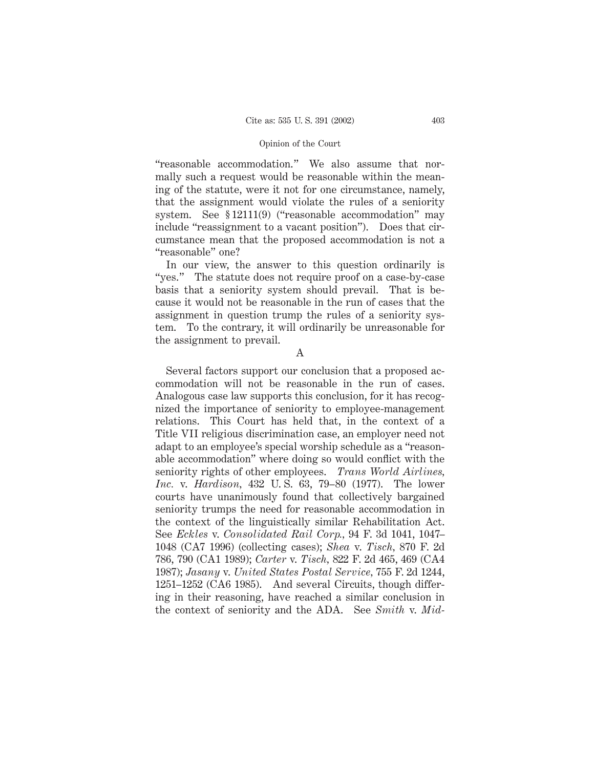"reasonable accommodation." We also assume that normally such a request would be reasonable within the meaning of the statute, were it not for one circumstance, namely, that the assignment would violate the rules of a seniority system. See § 12111(9) ("reasonable accommodation" may include "reassignment to a vacant position"). Does that circumstance mean that the proposed accommodation is not a "reasonable" one?

In our view, the answer to this question ordinarily is "yes." The statute does not require proof on a case-by-case basis that a seniority system should prevail. That is because it would not be reasonable in the run of cases that the assignment in question trump the rules of a seniority system. To the contrary, it will ordinarily be unreasonable for the assignment to prevail.

### A

Several factors support our conclusion that a proposed accommodation will not be reasonable in the run of cases. Analogous case law supports this conclusion, for it has recognized the importance of seniority to employee-management relations. This Court has held that, in the context of a Title VII religious discrimination case, an employer need not adapt to an employee's special worship schedule as a "reasonable accommodation" where doing so would conflict with the seniority rights of other employees. *Trans World Airlines, Inc.* v. *Hardison*, 432 U. S. 63, 79–80 (1977). The lower courts have unanimously found that collectively bargained seniority trumps the need for reasonable accommodation in the context of the linguistically similar Rehabilitation Act. See *Eckles* v. *Consolidated Rail Corp.*, 94 F. 3d 1041, 1047–1048 (CA7 1996) (collecting cases); *Shea* v. *Tisch*, 870 F. 2d 786, 790 (CA1 1989); *Carter* v. *Tisch*, 822 F. 2d 465, 469 (CA4 1987); *Jasany* v. *United States Postal Service*, 755 F. 2d 1244, 1251–1252 (CA6 1985). And several Circuits, though differing in their reasoning, have reached a similar conclusion in the context of seniority and the ADA. See *Smith* v. *Mid-*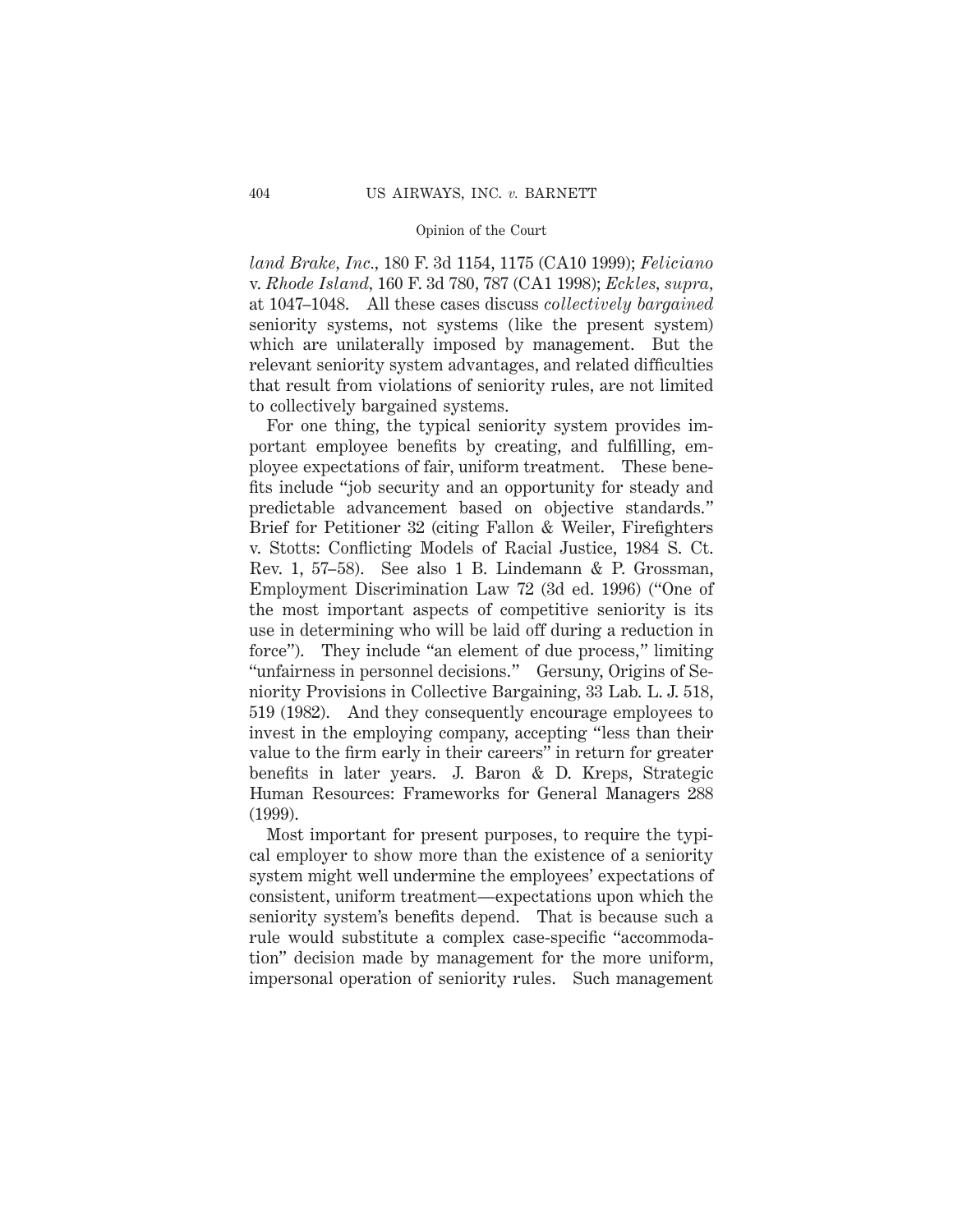*land Brake, Inc.*, 180 F. 3d 1154, 1175 (CA10 1999); *Feliciano* v. *Rhode Island*, 160 F. 3d 780, 787 (CA1 1998); *Eckles*, *supra*, at 1047–1048. All these cases discuss *collectively bargained* seniority systems, not systems (like the present system) which are unilaterally imposed by management. But the relevant seniority system advantages, and related difficulties that result from violations of seniority rules, are not limited to collectively bargained systems.

For one thing, the typical seniority system provides important employee benefits by creating, and fulfilling, employee expectations of fair, uniform treatment. These benefits include "job security and an opportunity for steady and predictable advancement based on objective standards." Brief for Petitioner 32 (citing Fallon & Weiler, Firefighters v. Stotts: Conflicting Models of Racial Justice, 1984 S. Ct. Rev. 1, 57–58). See also 1 B. Lindemann & P. Grossman, Employment Discrimination Law 72 (3d ed. 1996) ("One of the most important aspects of competitive seniority is its use in determining who will be laid off during a reduction in force"). They include "an element of due process," limiting "unfairness in personnel decisions." Gersuny, Origins of Seniority Provisions in Collective Bargaining, 33 Lab. L. J. 518, 519 (1982). And they consequently encourage employees to invest in the employing company, accepting "less than their value to the firm early in their careers" in return for greater benefits in later years. J. Baron & D. Kreps, Strategic Human Resources: Frameworks for General Managers 288 (1999).

Most important for present purposes, to require the typical employer to show more than the existence of a seniority system might well undermine the employees' expectations of consistent, uniform treatment—expectations upon which the seniority system's benefits depend. That is because such a rule would substitute a complex case-specific "accommodation" decision made by management for the more uniform, impersonal operation of seniority rules. Such management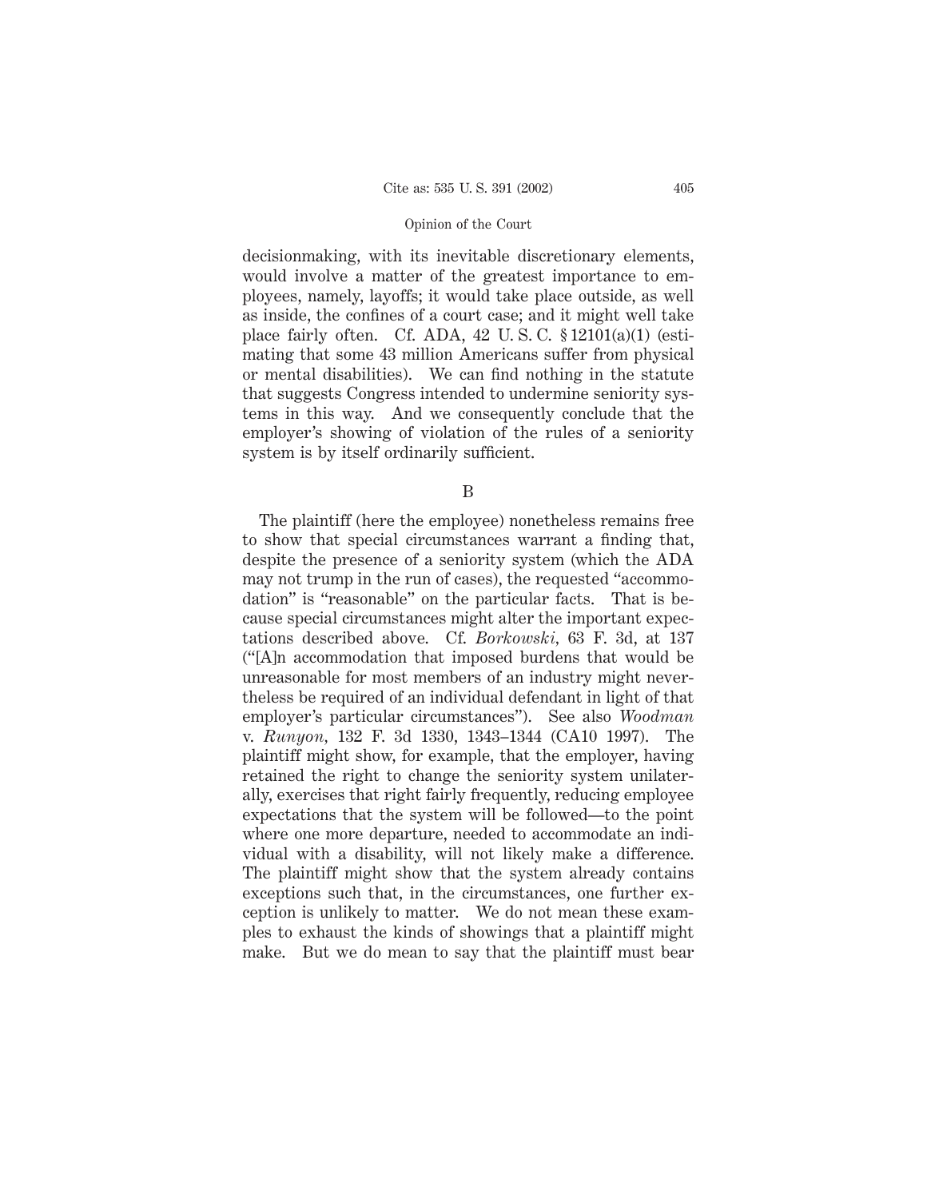decisionmaking, with its inevitable discretionary elements, would involve a matter of the greatest importance to employees, namely, layoffs; it would take place outside, as well as inside, the confines of a court case; and it might well take place fairly often. Cf. ADA, 42 U. S. C. § 12101(a)(1) (estimating that some 43 million Americans suffer from physical or mental disabilities). We can find nothing in the statute that suggests Congress intended to undermine seniority systems in this way. And we consequently conclude that the employer's showing of violation of the rules of a seniority system is by itself ordinarily sufficient.

B

The plaintiff (here the employee) nonetheless remains free to show that special circumstances warrant a finding that, despite the presence of a seniority system (which the ADA may not trump in the run of cases), the requested "accommodation" is "reasonable" on the particular facts. That is because special circumstances might alter the important expectations described above. Cf. *Borkowski*, 63 F. 3d, at 137 ("[A]n accommodation that imposed burdens that would be unreasonable for most members of an industry might nevertheless be required of an individual defendant in light of that employer's particular circumstances"). See also *Woodman* v. *Runyon*, 132 F. 3d 1330, 1343–1344 (CA10 1997). The plaintiff might show, for example, that the employer, having retained the right to change the seniority system unilaterally, exercises that right fairly frequently, reducing employee expectations that the system will be followed—to the point where one more departure, needed to accommodate an individual with a disability, will not likely make a difference. The plaintiff might show that the system already contains exceptions such that, in the circumstances, one further exception is unlikely to matter. We do not mean these examples to exhaust the kinds of showings that a plaintiff might make. But we do mean to say that the plaintiff must bear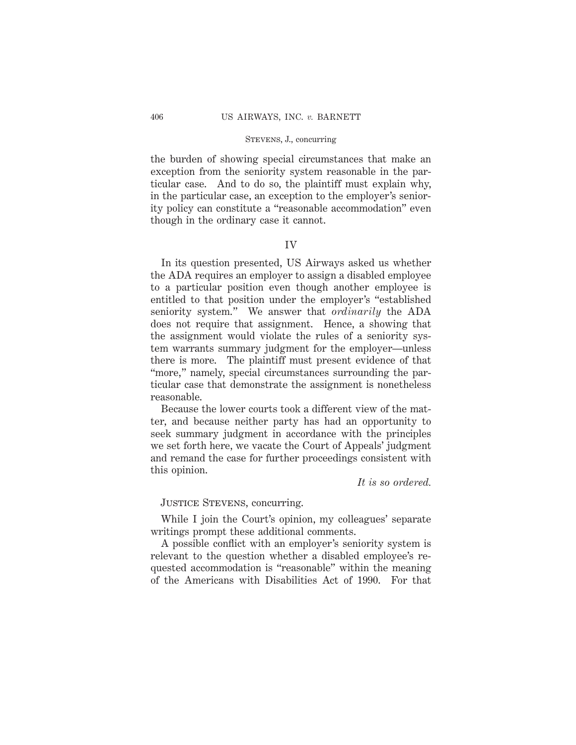the burden of showing special circumstances that make an exception from the seniority system reasonable in the particular case. And to do so, the plaintiff must explain why, in the particular case, an exception to the employer's seniority policy can constitute a "reasonable accommodation" even though in the ordinary case it cannot.

## IV

In its question presented, US Airways asked us whether the ADA requires an employer to assign a disabled employee to a particular position even though another employee is entitled to that position under the employer's "established seniority system." We answer that *ordinarily* the ADA does not require that assignment. Hence, a showing that the assignment would violate the rules of a seniority system warrants summary judgment for the employer—unless there is more. The plaintiff must present evidence of that "more," namely, special circumstances surrounding the particular case that demonstrate the assignment is nonetheless reasonable.

Because the lower courts took a different view of the matter, and because neither party has had an opportunity to seek summary judgment in accordance with the principles we set forth here, we vacate the Court of Appeals' judgment and remand the case for further proceedings consistent with this opinion.

*It is so ordered.*

Justice Stevens, concurring.

While I join the Court's opinion, my colleagues' separate writings prompt these additional comments.

A possible conflict with an employer's seniority system is relevant to the question whether a disabled employee's requested accommodation is "reasonable" within the meaning of the Americans with Disabilities Act of 1990. For that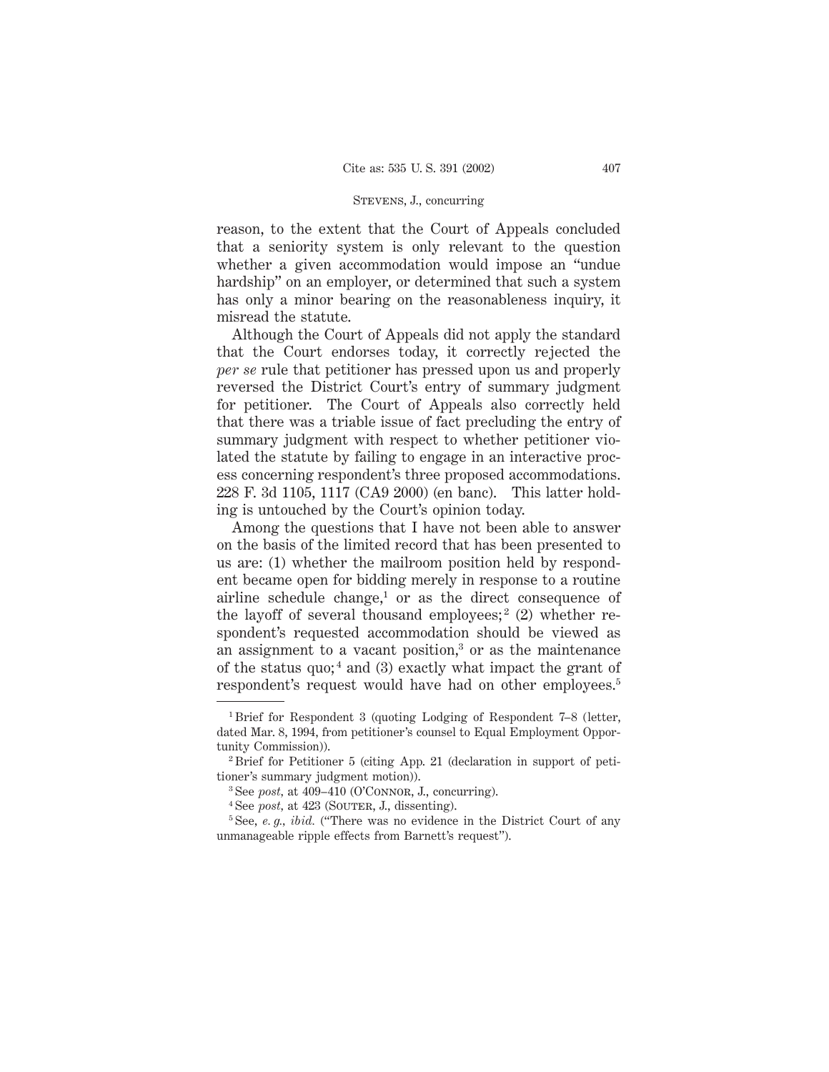reason, to the extent that the Court of Appeals concluded that a seniority system is only relevant to the question whether a given accommodation would impose an "undue hardship" on an employer, or determined that such a system has only a minor bearing on the reasonableness inquiry, it misread the statute.

Although the Court of Appeals did not apply the standard that the Court endorses today, it correctly rejected the *per se* rule that petitioner has pressed upon us and properly reversed the District Court's entry of summary judgment for petitioner. The Court of Appeals also correctly held that there was a triable issue of fact precluding the entry of summary judgment with respect to whether petitioner violated the statute by failing to engage in an interactive process concerning respondent's three proposed accommodations. 228 F. 3d 1105, 1117 (CA9 2000) (en banc). This latter holding is untouched by the Court's opinion today.

Among the questions that I have not been able to answer on the basis of the limited record that has been presented to us are: (1) whether the mailroom position held by respondent became open for bidding merely in response to a routine airline schedule change,[1] or as the direct consequence of the layoff of several thousand employees;[2] (2) whether respondent's requested accommodation should be viewed as an assignment to a vacant position,[3] or as the maintenance of the status quo;[4] and (3) exactly what impact the grant of respondent's request would have had on other employees.[5]

---

[1] Brief for Respondent 3 (quoting Lodging of Respondent 7–8 (letter, dated Mar. 8, 1994, from petitioner's counsel to Equal Employment Opportunity Commission)).

[2] Brief for Petitioner 5 (citing App. 21 (declaration in support of petitioner's summary judgment motion)).

[3] See *post*, at 409–410 (O'Connor, J., concurring).

[4] See *post*, at 423 (Souter, J., dissenting).

[5] See, *e. g.*, *ibid.* ("There was no evidence in the District Court of any unmanageable ripple effects from Barnett's request").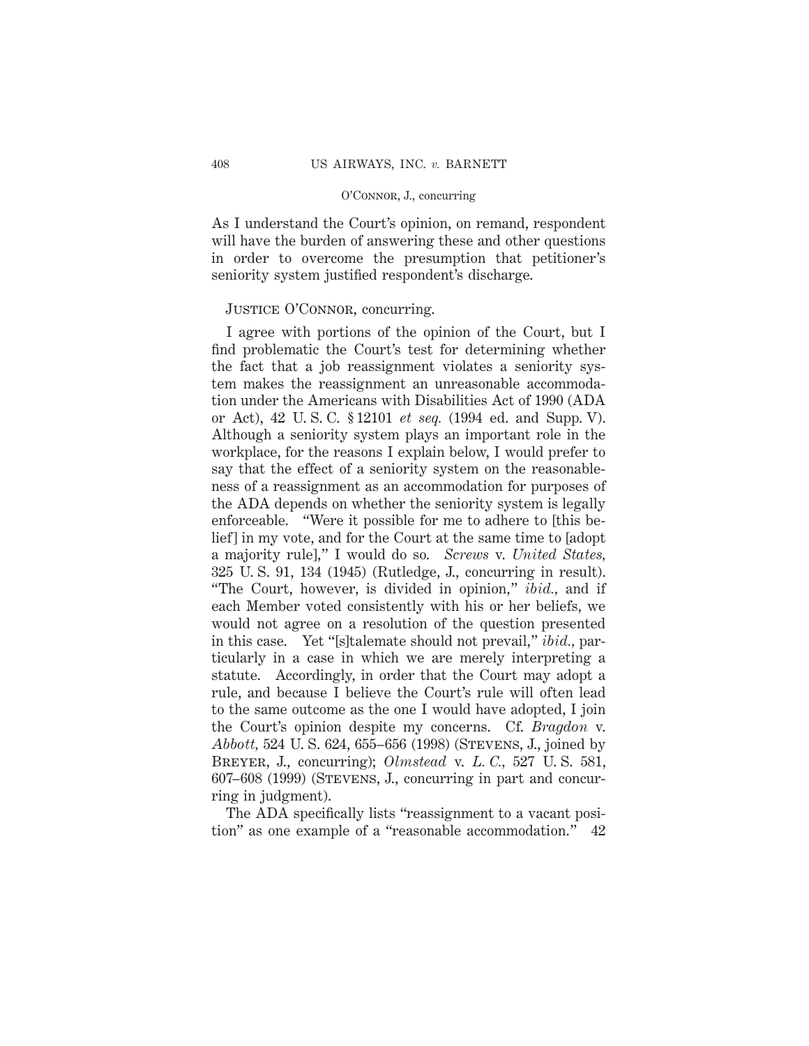As I understand the Court's opinion, on remand, respondent will have the burden of answering these and other questions in order to overcome the presumption that petitioner's seniority system justified respondent's discharge.

JUSTICE O'CONNOR, concurring.

I agree with portions of the opinion of the Court, but I find problematic the Court's test for determining whether the fact that a job reassignment violates a seniority system makes the reassignment an unreasonable accommodation under the Americans with Disabilities Act of 1990 (ADA or Act), 42 U. S. C. § 12101 *et seq.* (1994 ed. and Supp. V). Although a seniority system plays an important role in the workplace, for the reasons I explain below, I would prefer to say that the effect of a seniority system on the reasonableness of a reassignment as an accommodation for purposes of the ADA depends on whether the seniority system is legally enforceable. "Were it possible for me to adhere to [this belief] in my vote, and for the Court at the same time to [adopt a majority rule]," I would do so. *Screws* v. *United States*, 325 U. S. 91, 134 (1945) (Rutledge, J., concurring in result). "The Court, however, is divided in opinion," *ibid.*, and if each Member voted consistently with his or her beliefs, we would not agree on a resolution of the question presented in this case. Yet "[s]talemate should not prevail," *ibid.*, particularly in a case in which we are merely interpreting a statute. Accordingly, in order that the Court may adopt a rule, and because I believe the Court's rule will often lead to the same outcome as the one I would have adopted, I join the Court's opinion despite my concerns. Cf. *Bragdon* v. *Abbott*, 524 U. S. 624, 655–656 (1998) (STEVENS, J., joined by BREYER, J., concurring); *Olmstead* v. *L. C.*, 527 U. S. 581, 607–608 (1999) (STEVENS, J., concurring in part and concurring in judgment).

The ADA specifically lists "reassignment to a vacant position" as one example of a "reasonable accommodation." 42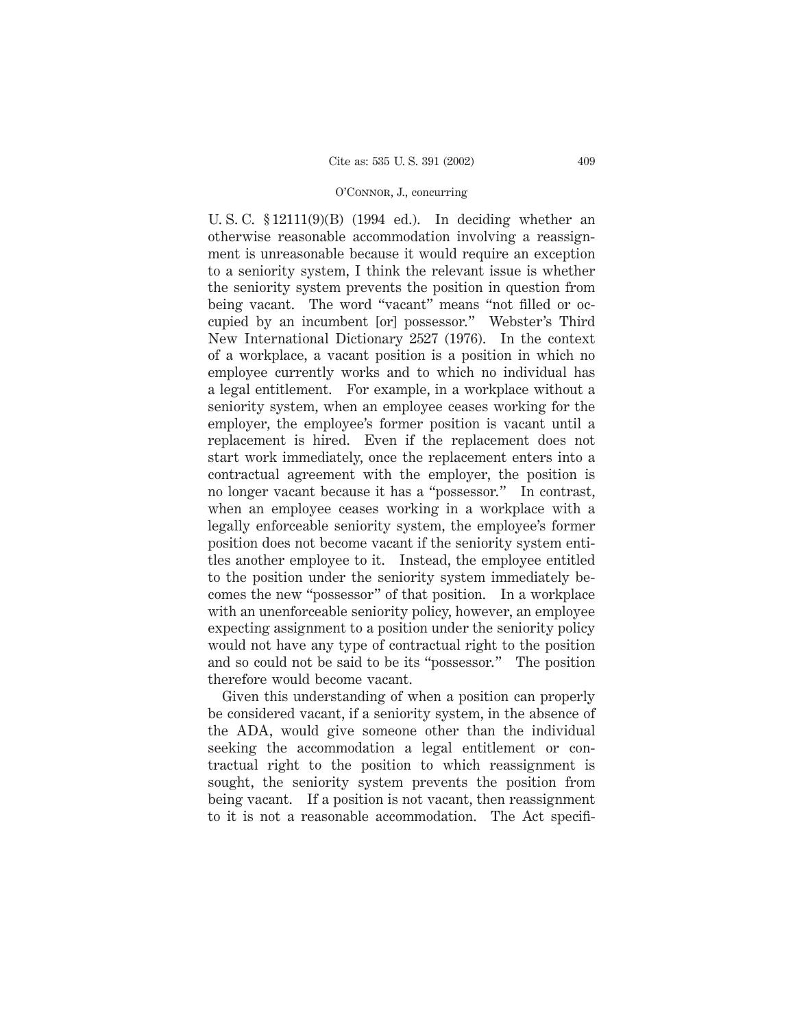U. S. C. § 12111(9)(B) (1994 ed.). In deciding whether an otherwise reasonable accommodation involving a reassignment is unreasonable because it would require an exception to a seniority system, I think the relevant issue is whether the seniority system prevents the position in question from being vacant. The word "vacant" means "not filled or occupied by an incumbent [or] possessor." Webster's Third New International Dictionary 2527 (1976). In the context of a workplace, a vacant position is a position in which no employee currently works and to which no individual has a legal entitlement. For example, in a workplace without a seniority system, when an employee ceases working for the employer, the employee's former position is vacant until a replacement is hired. Even if the replacement does not start work immediately, once the replacement enters into a contractual agreement with the employer, the position is no longer vacant because it has a "possessor." In contrast, when an employee ceases working in a workplace with a legally enforceable seniority system, the employee's former position does not become vacant if the seniority system entitles another employee to it. Instead, the employee entitled to the position under the seniority system immediately becomes the new "possessor" of that position. In a workplace with an unenforceable seniority policy, however, an employee expecting assignment to a position under the seniority policy would not have any type of contractual right to the position and so could not be said to be its "possessor." The position therefore would become vacant.

Given this understanding of when a position can properly be considered vacant, if a seniority system, in the absence of the ADA, would give someone other than the individual seeking the accommodation a legal entitlement or contractual right to the position to which reassignment is sought, the seniority system prevents the position from being vacant. If a position is not vacant, then reassignment to it is not a reasonable accommodation. The Act specifi-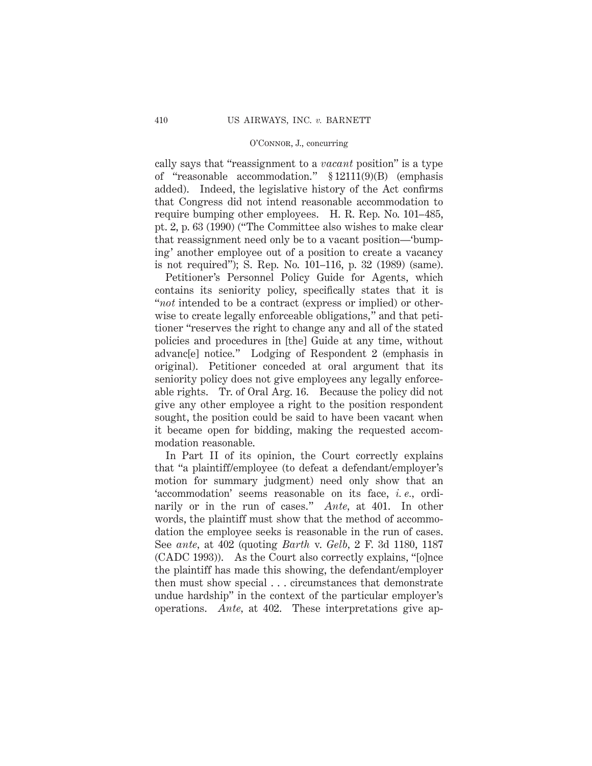cally says that "reassignment to a *vacant* position" is a type of "reasonable accommodation." § 12111(9)(B) (emphasis added). Indeed, the legislative history of the Act confirms that Congress did not intend reasonable accommodation to require bumping other employees. H. R. Rep. No. 101–485, pt. 2, p. 63 (1990) ("The Committee also wishes to make clear that reassignment need only be to a vacant position—'bumping' another employee out of a position to create a vacancy is not required"); S. Rep. No. 101–116, p. 32 (1989) (same).

Petitioner's Personnel Policy Guide for Agents, which contains its seniority policy, specifically states that it is "*not* intended to be a contract (express or implied) or otherwise to create legally enforceable obligations," and that petitioner "reserves the right to change any and all of the stated policies and procedures in [the] Guide at any time, without advanc[e] notice." Lodging of Respondent 2 (emphasis in original). Petitioner conceded at oral argument that its seniority policy does not give employees any legally enforceable rights. Tr. of Oral Arg. 16. Because the policy did not give any other employee a right to the position respondent sought, the position could be said to have been vacant when it became open for bidding, making the requested accommodation reasonable.

In Part II of its opinion, the Court correctly explains that "a plaintiff/employee (to defeat a defendant/employer's motion for summary judgment) need only show that an 'accommodation' seems reasonable on its face, *i. e.*, ordinarily or in the run of cases." *Ante*, at 401. In other words, the plaintiff must show that the method of accommodation the employee seeks is reasonable in the run of cases. See *ante*, at 402 (quoting *Barth* v. *Gelb*, 2 F. 3d 1180, 1187 (CADC 1993)). As the Court also correctly explains, "[o]nce the plaintiff has made this showing, the defendant/employer then must show special . . . circumstances that demonstrate undue hardship" in the context of the particular employer's operations. *Ante*, at 402. These interpretations give ap-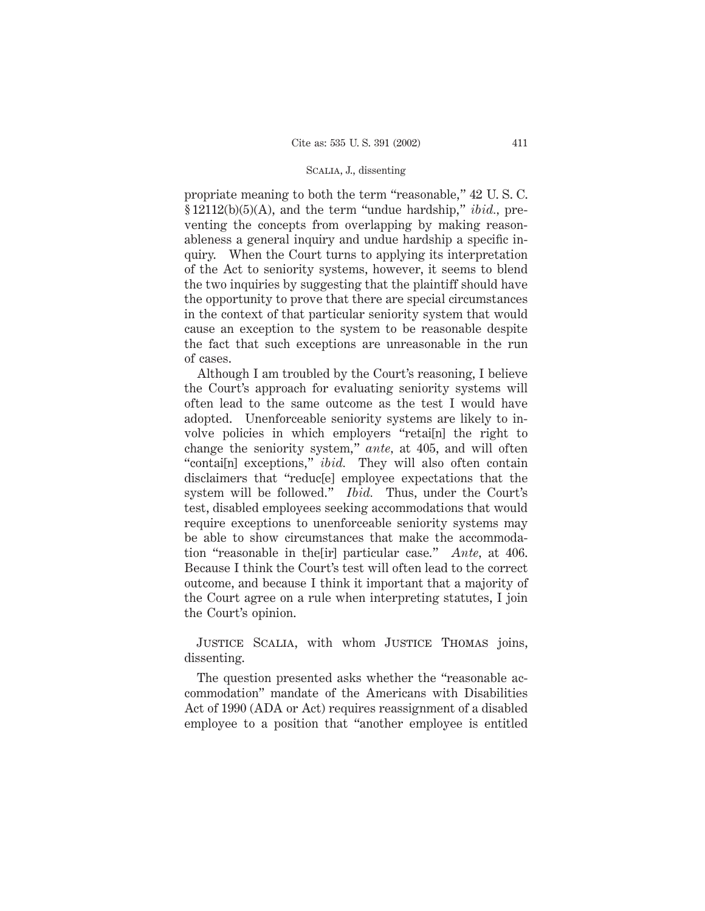propriate meaning to both the term "reasonable," 42 U. S. C. § 12112(b)(5)(A), and the term "undue hardship," *ibid.*, preventing the concepts from overlapping by making reasonableness a general inquiry and undue hardship a specific inquiry. When the Court turns to applying its interpretation of the Act to seniority systems, however, it seems to blend the two inquiries by suggesting that the plaintiff should have the opportunity to prove that there are special circumstances in the context of that particular seniority system that would cause an exception to the system to be reasonable despite the fact that such exceptions are unreasonable in the run of cases.

Although I am troubled by the Court's reasoning, I believe the Court's approach for evaluating seniority systems will often lead to the same outcome as the test I would have adopted. Unenforceable seniority systems are likely to involve policies in which employers "retai[n] the right to change the seniority system," *ante*, at 405, and will often "contai[n] exceptions," *ibid.* They will also often contain disclaimers that "reduc[e] employee expectations that the system will be followed." *Ibid.* Thus, under the Court's test, disabled employees seeking accommodations that would require exceptions to unenforceable seniority systems may be able to show circumstances that make the accommodation "reasonable in the[ir] particular case." *Ante*, at 406. Because I think the Court's test will often lead to the correct outcome, and because I think it important that a majority of the Court agree on a rule when interpreting statutes, I join the Court's opinion.

Justice Scalia, with whom Justice Thomas joins, dissenting.

The question presented asks whether the "reasonable accommodation" mandate of the Americans with Disabilities Act of 1990 (ADA or Act) requires reassignment of a disabled employee to a position that "another employee is entitled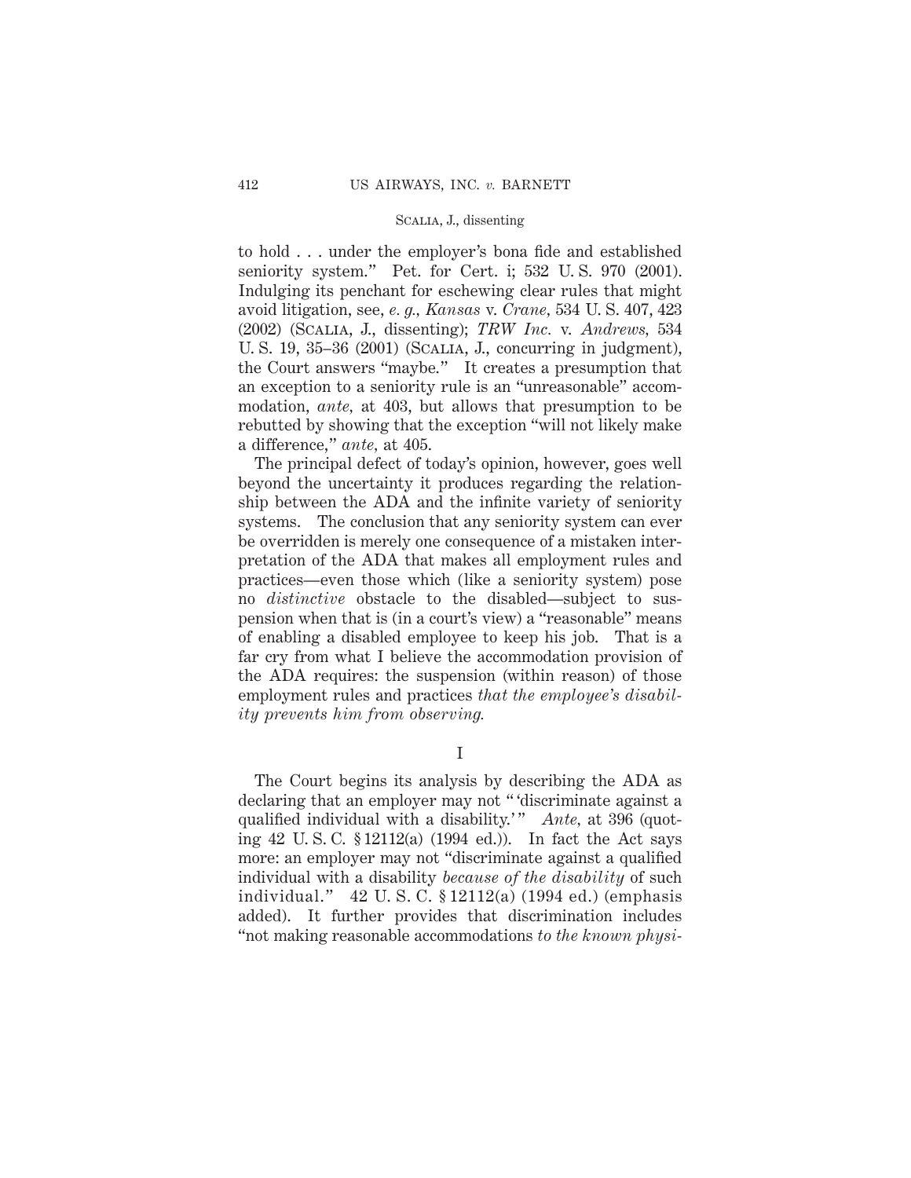to hold . . . under the employer's bona fide and established seniority system." Pet. for Cert. i; 532 U. S. 970 (2001). Indulging its penchant for eschewing clear rules that might avoid litigation, see, *e. g., Kansas* v. *Crane,* 534 U. S. 407, 423 (2002) (SCALIA, J., dissenting); *TRW Inc.* v. *Andrews,* 534 U. S. 19, 35–36 (2001) (SCALIA, J., concurring in judgment), the Court answers "maybe." It creates a presumption that an exception to a seniority rule is an "unreasonable" accommodation, *ante,* at 403, but allows that presumption to be rebutted by showing that the exception "will not likely make a difference," *ante,* at 405.

The principal defect of today's opinion, however, goes well beyond the uncertainty it produces regarding the relationship between the ADA and the infinite variety of seniority systems. The conclusion that any seniority system can ever be overridden is merely one consequence of a mistaken interpretation of the ADA that makes all employment rules and practices—even those which (like a seniority system) pose no *distinctive* obstacle to the disabled—subject to suspension when that is (in a court's view) a "reasonable" means of enabling a disabled employee to keep his job. That is a far cry from what I believe the accommodation provision of the ADA requires: the suspension (within reason) of those employment rules and practices *that the employee's disability prevents him from observing.*

I

The Court begins its analysis by describing the ADA as declaring that an employer may not " 'discriminate against a qualified individual with a disability.' " *Ante,* at 396 (quoting 42 U. S. C. § 12112(a) (1994 ed.)). In fact the Act says more: an employer may not "discriminate against a qualified individual with a disability *because of the disability* of such individual." 42 U. S. C. § 12112(a) (1994 ed.) (emphasis added). It further provides that discrimination includes "not making reasonable accommodations *to the known physi-*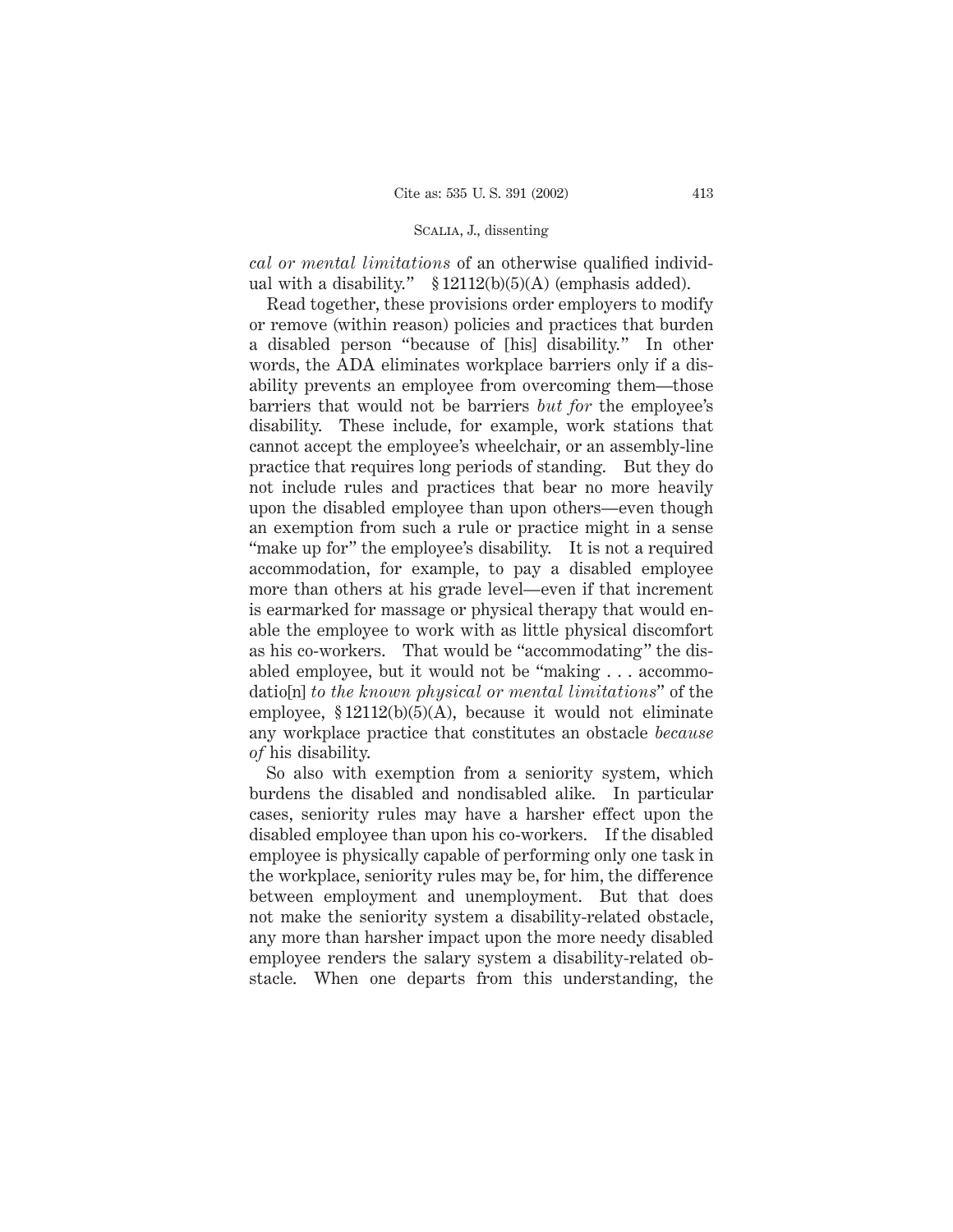*cal or mental limitations* of an otherwise qualified individual with a disability." § 12112(b)(5)(A) (emphasis added).

Read together, these provisions order employers to modify or remove (within reason) policies and practices that burden a disabled person "because of [his] disability." In other words, the ADA eliminates workplace barriers only if a disability prevents an employee from overcoming them—those barriers that would not be barriers *but for* the employee's disability. These include, for example, work stations that cannot accept the employee's wheelchair, or an assembly-line practice that requires long periods of standing. But they do not include rules and practices that bear no more heavily upon the disabled employee than upon others—even though an exemption from such a rule or practice might in a sense "make up for" the employee's disability. It is not a required accommodation, for example, to pay a disabled employee more than others at his grade level—even if that increment is earmarked for massage or physical therapy that would enable the employee to work with as little physical discomfort as his co-workers. That would be "accommodating" the disabled employee, but it would not be "making . . . accommodatio[n] *to the known physical or mental limitations*" of the employee, § 12112(b)(5)(A), because it would not eliminate any workplace practice that constitutes an obstacle *because of* his disability.

So also with exemption from a seniority system, which burdens the disabled and nondisabled alike. In particular cases, seniority rules may have a harsher effect upon the disabled employee than upon his co-workers. If the disabled employee is physically capable of performing only one task in the workplace, seniority rules may be, for him, the difference between employment and unemployment. But that does not make the seniority system a disability-related obstacle, any more than harsher impact upon the more needy disabled employee renders the salary system a disability-related obstacle. When one departs from this understanding, the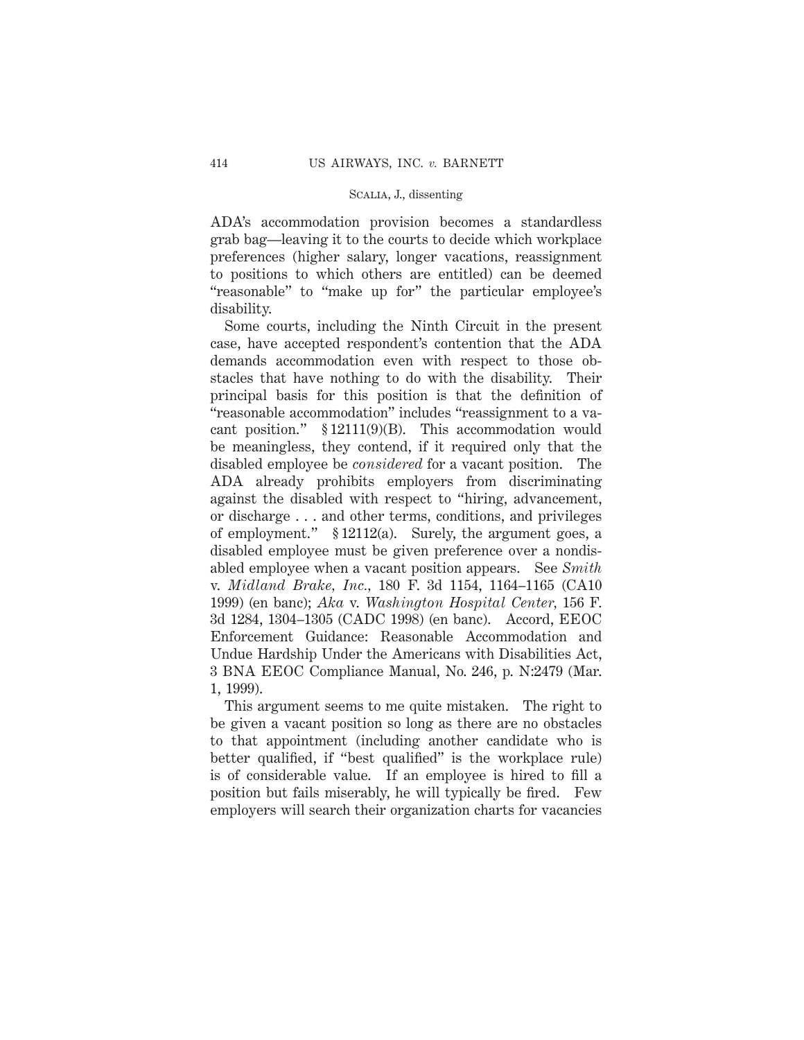ADA's accommodation provision becomes a standardless grab bag—leaving it to the courts to decide which workplace preferences (higher salary, longer vacations, reassignment to positions to which others are entitled) can be deemed "reasonable" to "make up for" the particular employee's disability.

Some courts, including the Ninth Circuit in the present case, have accepted respondent's contention that the ADA demands accommodation even with respect to those obstacles that have nothing to do with the disability. Their principal basis for this position is that the definition of "reasonable accommodation" includes "reassignment to a vacant position." § 12111(9)(B). This accommodation would be meaningless, they contend, if it required only that the disabled employee be *considered* for a vacant position. The ADA already prohibits employers from discriminating against the disabled with respect to "hiring, advancement, or discharge . . . and other terms, conditions, and privileges of employment." § 12112(a). Surely, the argument goes, a disabled employee must be given preference over a nondisabled employee when a vacant position appears. See *Smith* v. *Midland Brake, Inc.*, 180 F. 3d 1154, 1164–1165 (CA10 1999) (en banc); *Aka* v. *Washington Hospital Center*, 156 F. 3d 1284, 1304–1305 (CADC 1998) (en banc). Accord, EEOC Enforcement Guidance: Reasonable Accommodation and Undue Hardship Under the Americans with Disabilities Act, 3 BNA EEOC Compliance Manual, No. 246, p. N:2479 (Mar. 1, 1999).

This argument seems to me quite mistaken. The right to be given a vacant position so long as there are no obstacles to that appointment (including another candidate who is better qualified, if "best qualified" is the workplace rule) is of considerable value. If an employee is hired to fill a position but fails miserably, he will typically be fired. Few employers will search their organization charts for vacancies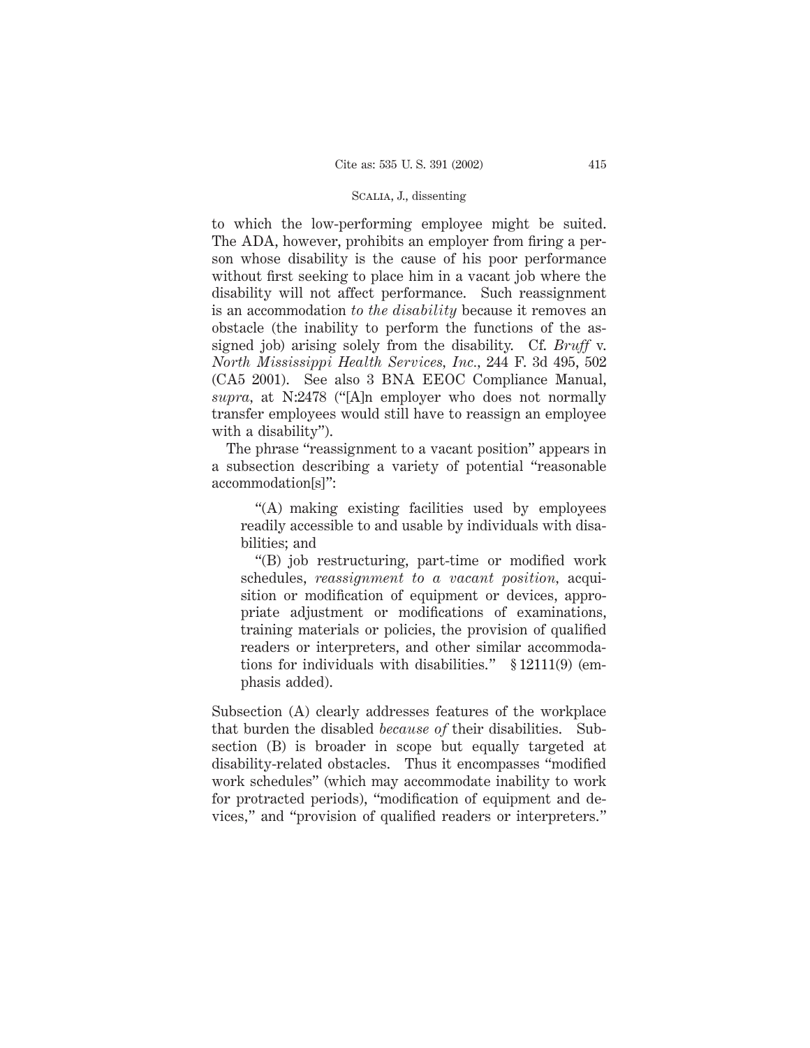to which the low-performing employee might be suited. The ADA, however, prohibits an employer from firing a person whose disability is the cause of his poor performance without first seeking to place him in a vacant job where the disability will not affect performance. Such reassignment is an accommodation *to the disability* because it removes an obstacle (the inability to perform the functions of the assigned job) arising solely from the disability. Cf. *Bruff* v. *North Mississippi Health Services, Inc.,* 244 F. 3d 495, 502 (CA5 2001). See also 3 BNA EEOC Compliance Manual, *supra,* at N:2478 ("[A]n employer who does not normally transfer employees would still have to reassign an employee with a disability").

The phrase "reassignment to a vacant position" appears in a subsection describing a variety of potential "reasonable accommodation[s]":

> "(A) making existing facilities used by employees readily accessible to and usable by individuals with disabilities; and
>
> "(B) job restructuring, part-time or modified work schedules, *reassignment to a vacant position,* acquisition or modification of equipment or devices, appropriate adjustment or modifications of examinations, training materials or policies, the provision of qualified readers or interpreters, and other similar accommodations for individuals with disabilities." § 12111(9) (emphasis added).

Subsection (A) clearly addresses features of the workplace that burden the disabled *because of* their disabilities. Subsection (B) is broader in scope but equally targeted at disability-related obstacles. Thus it encompasses "modified work schedules" (which may accommodate inability to work for protracted periods), "modification of equipment and devices," and "provision of qualified readers or interpreters."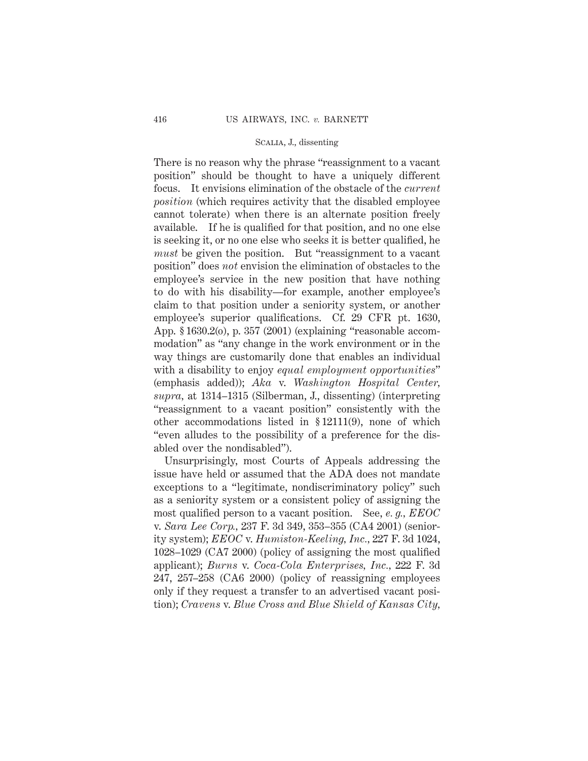There is no reason why the phrase "reassignment to a vacant position" should be thought to have a uniquely different focus. It envisions elimination of the obstacle of the *current position* (which requires activity that the disabled employee cannot tolerate) when there is an alternate position freely available. If he is qualified for that position, and no one else is seeking it, or no one else who seeks it is better qualified, he *must* be given the position. But "reassignment to a vacant position" does *not* envision the elimination of obstacles to the employee's service in the new position that have nothing to do with his disability—for example, another employee's claim to that position under a seniority system, or another employee's superior qualifications. Cf. 29 CFR pt. 1630, App. § 1630.2(o), p. 357 (2001) (explaining "reasonable accommodation" as "any change in the work environment or in the way things are customarily done that enables an individual with a disability to enjoy *equal employment opportunities*" (emphasis added)); *Aka* v. *Washington Hospital Center*, *supra*, at 1314–1315 (Silberman, J., dissenting) (interpreting "reassignment to a vacant position" consistently with the other accommodations listed in § 12111(9), none of which "even alludes to the possibility of a preference for the disabled over the nondisabled").

Unsurprisingly, most Courts of Appeals addressing the issue have held or assumed that the ADA does not mandate exceptions to a "legitimate, nondiscriminatory policy" such as a seniority system or a consistent policy of assigning the most qualified person to a vacant position. See, *e. g.*, *EEOC* v. *Sara Lee Corp.*, 237 F. 3d 349, 353–355 (CA4 2001) (seniority system); *EEOC* v. *Humiston-Keeling, Inc.*, 227 F. 3d 1024, 1028–1029 (CA7 2000) (policy of assigning the most qualified applicant); *Burns* v. *Coca-Cola Enterprises, Inc.*, 222 F. 3d 247, 257–258 (CA6 2000) (policy of reassigning employees only if they request a transfer to an advertised vacant position); *Cravens* v. *Blue Cross and Blue Shield of Kansas City*,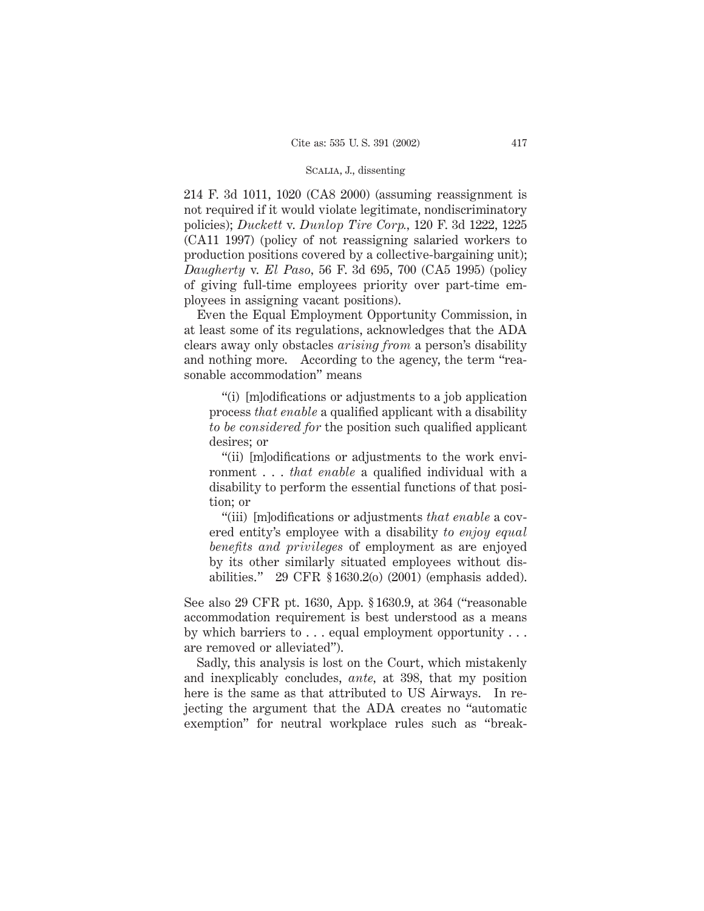214 F. 3d 1011, 1020 (CA8 2000) (assuming reassignment is not required if it would violate legitimate, nondiscriminatory policies); *Duckett* v. *Dunlop Tire Corp.*, 120 F. 3d 1222, 1225 (CA11 1997) (policy of not reassigning salaried workers to production positions covered by a collective-bargaining unit); *Daugherty* v. *El Paso*, 56 F. 3d 695, 700 (CA5 1995) (policy of giving full-time employees priority over part-time employees in assigning vacant positions).

Even the Equal Employment Opportunity Commission, in at least some of its regulations, acknowledges that the ADA clears away only obstacles *arising from* a person's disability and nothing more. According to the agency, the term "reasonable accommodation" means

> "(i) [m]odifications or adjustments to a job application process *that enable* a qualified applicant with a disability *to be considered for* the position such qualified applicant desires; or
>
> "(ii) [m]odifications or adjustments to the work environment . . . *that enable* a qualified individual with a disability to perform the essential functions of that position; or
>
> "(iii) [m]odifications or adjustments *that enable* a covered entity's employee with a disability *to enjoy equal benefits and privileges* of employment as are enjoyed by its other similarly situated employees without disabilities." 29 CFR § 1630.2(o) (2001) (emphasis added).

See also 29 CFR pt. 1630, App. § 1630.9, at 364 ("reasonable accommodation requirement is best understood as a means by which barriers to . . . equal employment opportunity . . . are removed or alleviated").

Sadly, this analysis is lost on the Court, which mistakenly and inexplicably concludes, *ante*, at 398, that my position here is the same as that attributed to US Airways. In rejecting the argument that the ADA creates no "automatic exemption" for neutral workplace rules such as "break-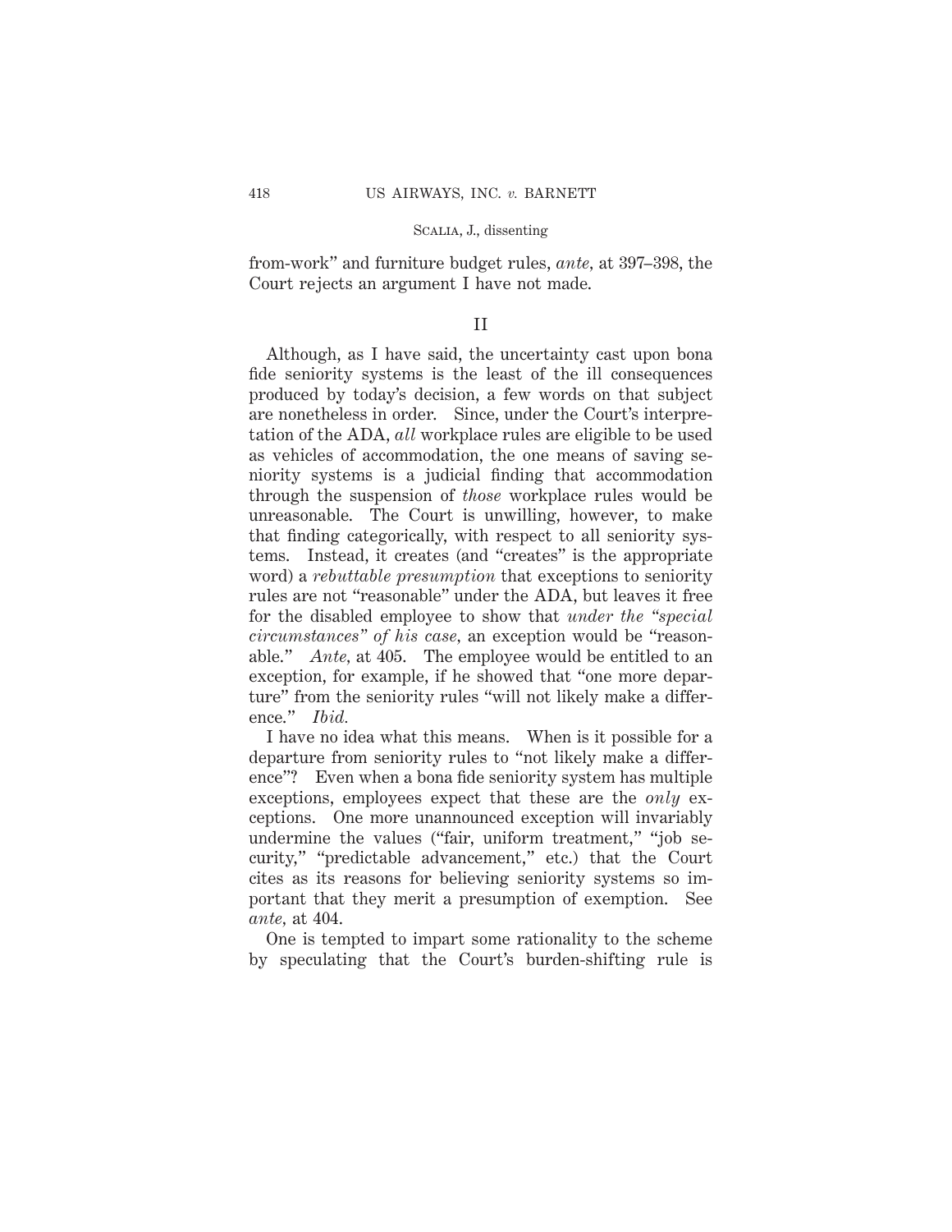from-work" and furniture budget rules, *ante,* at 397–398, the Court rejects an argument I have not made.

## II

Although, as I have said, the uncertainty cast upon bona fide seniority systems is the least of the ill consequences produced by today's decision, a few words on that subject are nonetheless in order. Since, under the Court's interpretation of the ADA, *all* workplace rules are eligible to be used as vehicles of accommodation, the one means of saving seniority systems is a judicial finding that accommodation through the suspension of *those* workplace rules would be unreasonable. The Court is unwilling, however, to make that finding categorically, with respect to all seniority systems. Instead, it creates (and "creates" is the appropriate word) a *rebuttable presumption* that exceptions to seniority rules are not "reasonable" under the ADA, but leaves it free for the disabled employee to show that *under the "special circumstances" of his case,* an exception would be "reasonable." *Ante,* at 405. The employee would be entitled to an exception, for example, if he showed that "one more departure" from the seniority rules "will not likely make a difference." *Ibid.*

I have no idea what this means. When is it possible for a departure from seniority rules to "not likely make a difference"? Even when a bona fide seniority system has multiple exceptions, employees expect that these are the *only* exceptions. One more unannounced exception will invariably undermine the values ("fair, uniform treatment," "job security," "predictable advancement," etc.) that the Court cites as its reasons for believing seniority systems so important that they merit a presumption of exemption. See *ante,* at 404.

One is tempted to impart some rationality to the scheme by speculating that the Court's burden-shifting rule is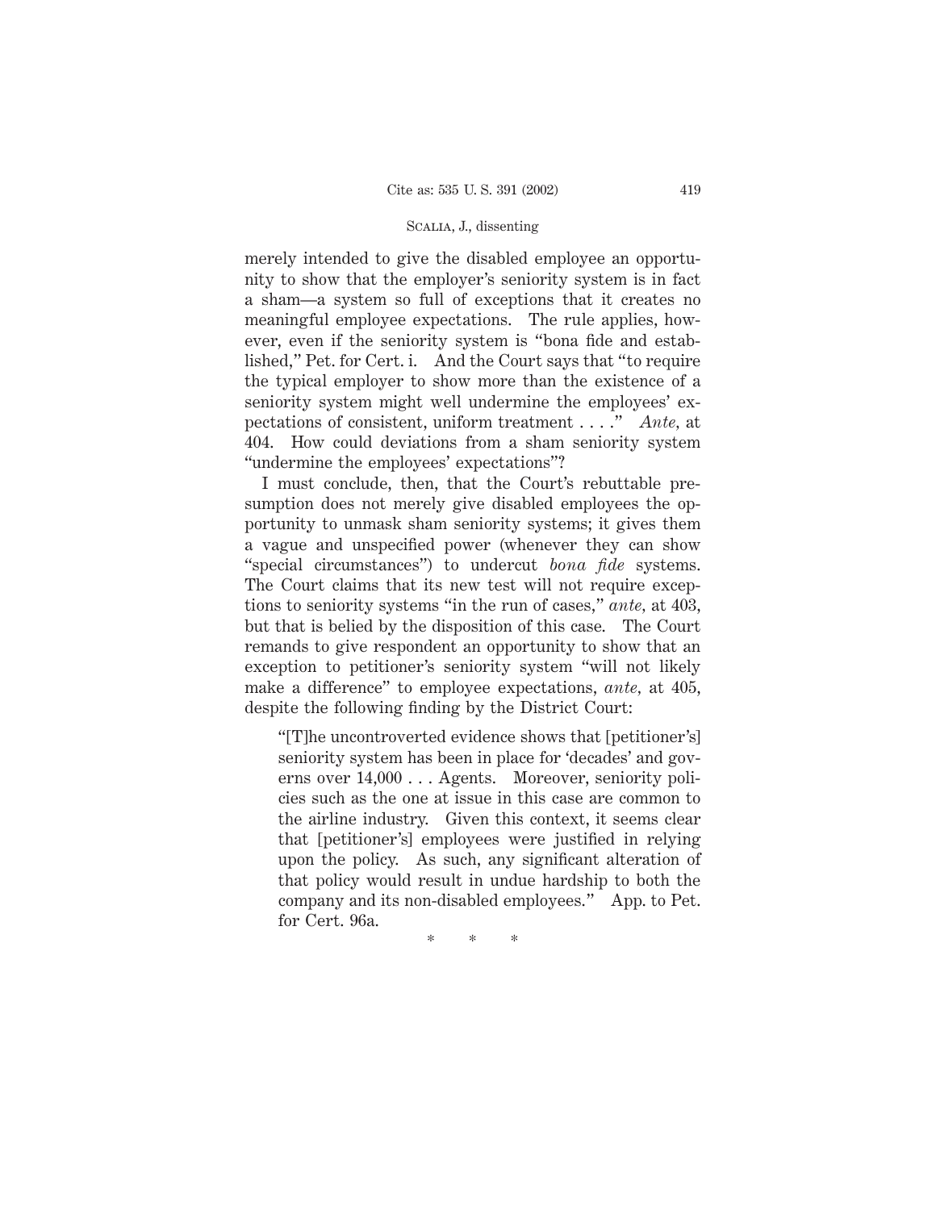merely intended to give the disabled employee an opportunity to show that the employer's seniority system is in fact a sham—a system so full of exceptions that it creates no meaningful employee expectations. The rule applies, however, even if the seniority system is "bona fide and established," Pet. for Cert. i. And the Court says that "to require the typical employer to show more than the existence of a seniority system might well undermine the employees' expectations of consistent, uniform treatment . . . ." *Ante,* at 404. How could deviations from a sham seniority system "undermine the employees' expectations"?

I must conclude, then, that the Court's rebuttable presumption does not merely give disabled employees the opportunity to unmask sham seniority systems; it gives them a vague and unspecified power (whenever they can show "special circumstances") to undercut *bona fide* systems. The Court claims that its new test will not require exceptions to seniority systems "in the run of cases," *ante,* at 403, but that is belied by the disposition of this case. The Court remands to give respondent an opportunity to show that an exception to petitioner's seniority system "will not likely make a difference" to employee expectations, *ante,* at 405, despite the following finding by the District Court:

> "[T]he uncontroverted evidence shows that [petitioner's] seniority system has been in place for 'decades' and governs over 14,000 . . . Agents. Moreover, seniority policies such as the one at issue in this case are common to the airline industry. Given this context, it seems clear that [petitioner's] employees were justified in relying upon the policy. As such, any significant alteration of that policy would result in undue hardship to both the company and its non-disabled employees." App. to Pet. for Cert. 96a.

\* \* \*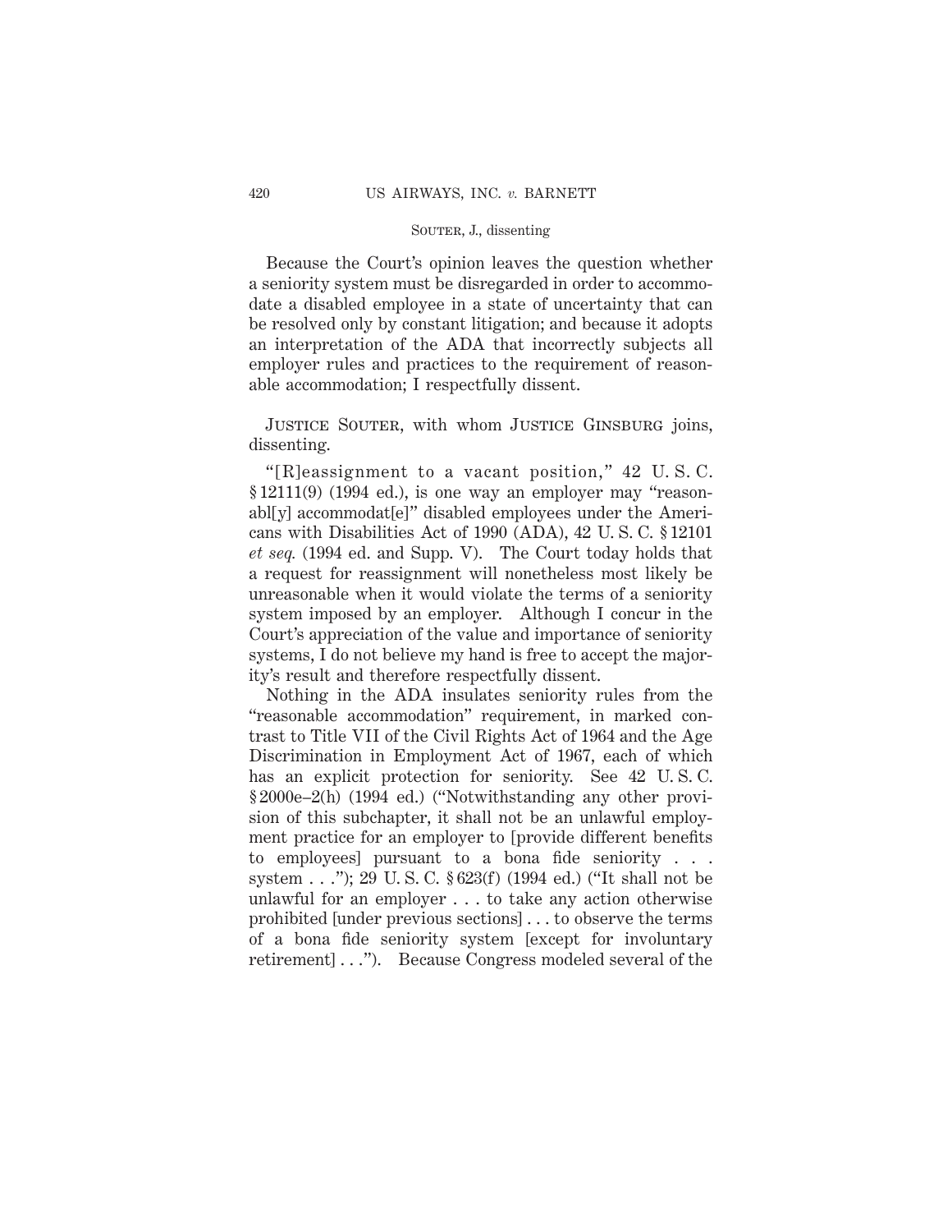Because the Court's opinion leaves the question whether a seniority system must be disregarded in order to accommodate a disabled employee in a state of uncertainty that can be resolved only by constant litigation; and because it adopts an interpretation of the ADA that incorrectly subjects all employer rules and practices to the requirement of reasonable accommodation; I respectfully dissent.

Justice Souter, with whom Justice Ginsburg joins, dissenting.

"[R]eassignment to a vacant position," 42 U. S. C. § 12111(9) (1994 ed.), is one way an employer may "reasonabl[y] accommodat[e]" disabled employees under the Americans with Disabilities Act of 1990 (ADA), 42 U. S. C. § 12101 *et seq.* (1994 ed. and Supp. V). The Court today holds that a request for reassignment will nonetheless most likely be unreasonable when it would violate the terms of a seniority system imposed by an employer. Although I concur in the Court's appreciation of the value and importance of seniority systems, I do not believe my hand is free to accept the majority's result and therefore respectfully dissent.

Nothing in the ADA insulates seniority rules from the "reasonable accommodation" requirement, in marked contrast to Title VII of the Civil Rights Act of 1964 and the Age Discrimination in Employment Act of 1967, each of which has an explicit protection for seniority. See 42 U. S. C. § 2000e–2(h) (1994 ed.) ("Notwithstanding any other provision of this subchapter, it shall not be an unlawful employment practice for an employer to [provide different benefits to employees] pursuant to a bona fide seniority . . . system . . ."); 29 U. S. C. § 623(f) (1994 ed.) ("It shall not be unlawful for an employer . . . to take any action otherwise prohibited [under previous sections] . . . to observe the terms of a bona fide seniority system [except for involuntary retirement] . . ."). Because Congress modeled several of the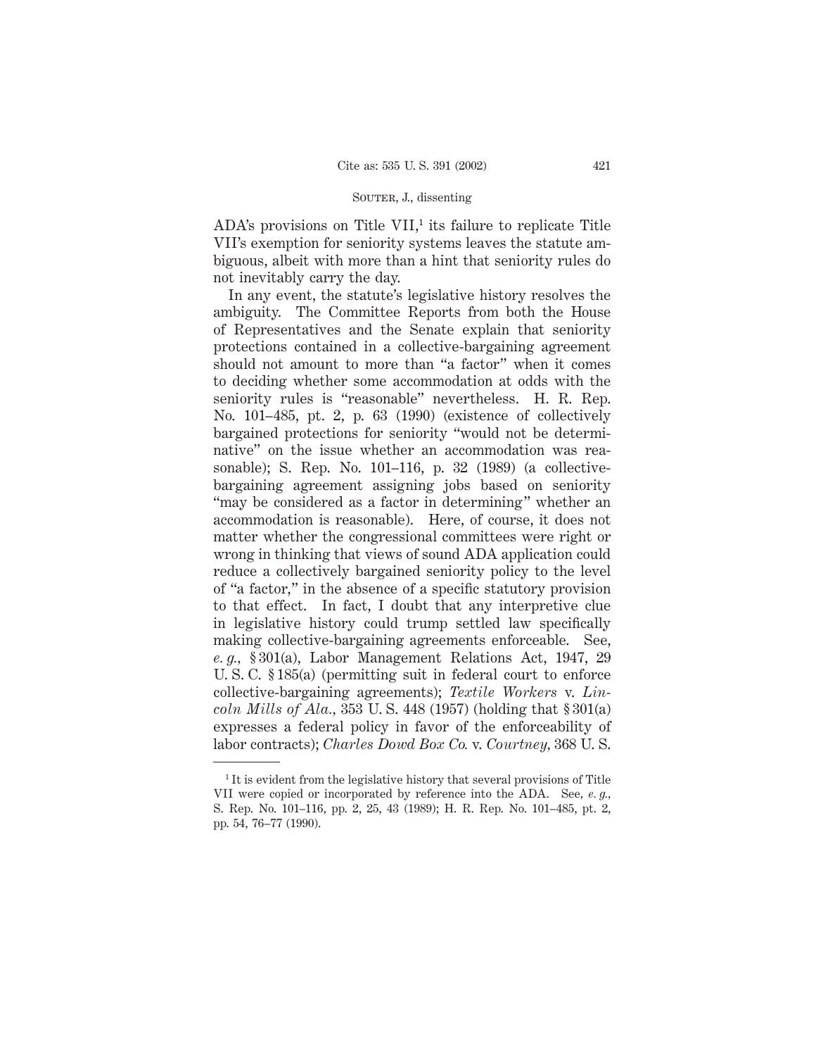ADA's provisions on Title VII,[1] its failure to replicate Title VII's exemption for seniority systems leaves the statute ambiguous, albeit with more than a hint that seniority rules do not inevitably carry the day.

In any event, the statute's legislative history resolves the ambiguity. The Committee Reports from both the House of Representatives and the Senate explain that seniority protections contained in a collective-bargaining agreement should not amount to more than "a factor" when it comes to deciding whether some accommodation at odds with the seniority rules is "reasonable" nevertheless. H. R. Rep. No. 101–485, pt. 2, p. 63 (1990) (existence of collectively bargained protections for seniority "would not be determinative" on the issue whether an accommodation was reasonable); S. Rep. No. 101–116, p. 32 (1989) (a collective-bargaining agreement assigning jobs based on seniority "may be considered as a factor in determining" whether an accommodation is reasonable). Here, of course, it does not matter whether the congressional committees were right or wrong in thinking that views of sound ADA application could reduce a collectively bargained seniority policy to the level of "a factor," in the absence of a specific statutory provision to that effect. In fact, I doubt that any interpretive clue in legislative history could trump settled law specifically making collective-bargaining agreements enforceable. See, *e. g.*, § 301(a), Labor Management Relations Act, 1947, 29 U. S. C. § 185(a) (permitting suit in federal court to enforce collective-bargaining agreements); *Textile Workers* v. *Lincoln Mills of Ala.*, 353 U. S. 448 (1957) (holding that § 301(a) expresses a federal policy in favor of the enforceability of labor contracts); *Charles Dowd Box Co.* v. *Courtney*, 368 U. S.

[1] It is evident from the legislative history that several provisions of Title VII were copied or incorporated by reference into the ADA. See, *e. g.*, S. Rep. No. 101–116, pp. 2, 25, 43 (1989); H. R. Rep. No. 101–485, pt. 2, pp. 54, 76–77 (1990).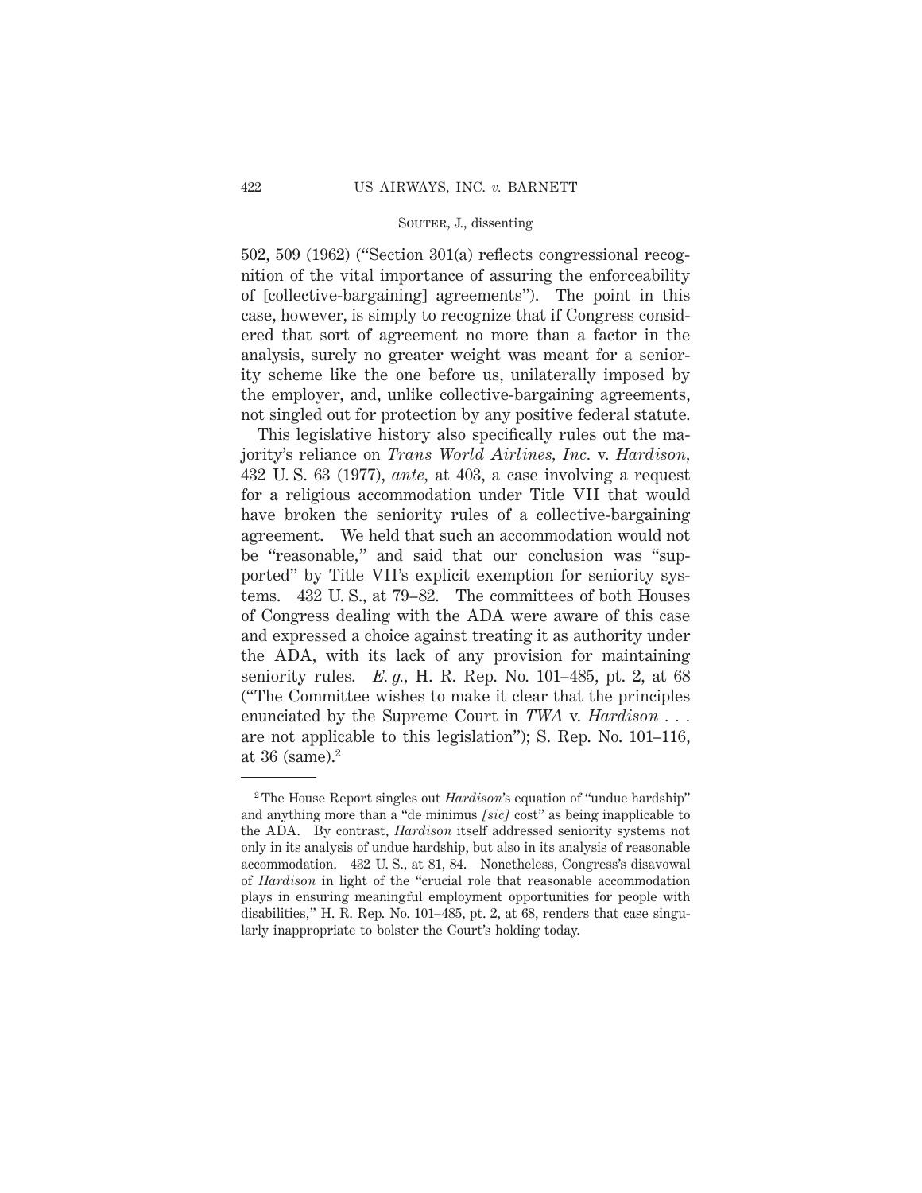502, 509 (1962) ("Section 301(a) reflects congressional recognition of the vital importance of assuring the enforceability of [collective-bargaining] agreements"). The point in this case, however, is simply to recognize that if Congress considered that sort of agreement no more than a factor in the analysis, surely no greater weight was meant for a seniority scheme like the one before us, unilaterally imposed by the employer, and, unlike collective-bargaining agreements, not singled out for protection by any positive federal statute.

This legislative history also specifically rules out the majority's reliance on *Trans World Airlines, Inc.* v. *Hardison*, 432 U. S. 63 (1977), *ante*, at 403, a case involving a request for a religious accommodation under Title VII that would have broken the seniority rules of a collective-bargaining agreement. We held that such an accommodation would not be "reasonable," and said that our conclusion was "supported" by Title VII's explicit exemption for seniority systems. 432 U. S., at 79–82. The committees of both Houses of Congress dealing with the ADA were aware of this case and expressed a choice against treating it as authority under the ADA, with its lack of any provision for maintaining seniority rules. *E. g.*, H. R. Rep. No. 101–485, pt. 2, at 68 ("The Committee wishes to make it clear that the principles enunciated by the Supreme Court in *TWA* v. *Hardison* . . . are not applicable to this legislation"); S. Rep. No. 101–116, at 36 (same).[2]

---

[2] The House Report singles out *Hardison*'s equation of "undue hardship" and anything more than a "de minimus *[sic]* cost" as being inapplicable to the ADA. By contrast, *Hardison* itself addressed seniority systems not only in its analysis of undue hardship, but also in its analysis of reasonable accommodation. 432 U. S., at 81, 84. Nonetheless, Congress's disavowal of *Hardison* in light of the "crucial role that reasonable accommodation plays in ensuring meaningful employment opportunities for people with disabilities," H. R. Rep. No. 101–485, pt. 2, at 68, renders that case singularly inappropriate to bolster the Court's holding today.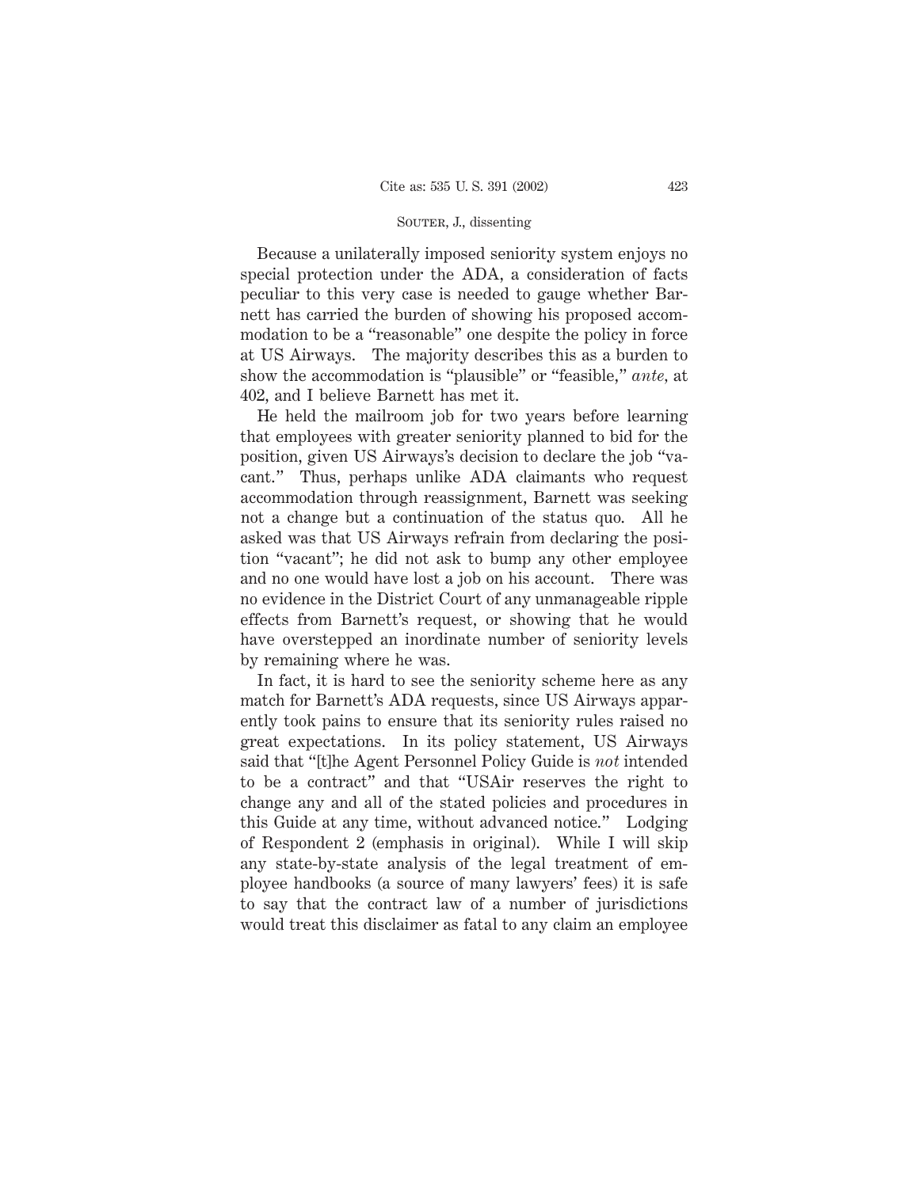Because a unilaterally imposed seniority system enjoys no special protection under the ADA, a consideration of facts peculiar to this very case is needed to gauge whether Barnett has carried the burden of showing his proposed accommodation to be a "reasonable" one despite the policy in force at US Airways. The majority describes this as a burden to show the accommodation is "plausible" or "feasible," *ante,* at 402, and I believe Barnett has met it.

He held the mailroom job for two years before learning that employees with greater seniority planned to bid for the position, given US Airways's decision to declare the job "vacant." Thus, perhaps unlike ADA claimants who request accommodation through reassignment, Barnett was seeking not a change but a continuation of the status quo. All he asked was that US Airways refrain from declaring the position "vacant"; he did not ask to bump any other employee and no one would have lost a job on his account. There was no evidence in the District Court of any unmanageable ripple effects from Barnett's request, or showing that he would have overstepped an inordinate number of seniority levels by remaining where he was.

In fact, it is hard to see the seniority scheme here as any match for Barnett's ADA requests, since US Airways apparently took pains to ensure that its seniority rules raised no great expectations. In its policy statement, US Airways said that "[t]he Agent Personnel Policy Guide is *not* intended to be a contract" and that "USAir reserves the right to change any and all of the stated policies and procedures in this Guide at any time, without advanced notice." Lodging of Respondent 2 (emphasis in original). While I will skip any state-by-state analysis of the legal treatment of employee handbooks (a source of many lawyers' fees) it is safe to say that the contract law of a number of jurisdictions would treat this disclaimer as fatal to any claim an employee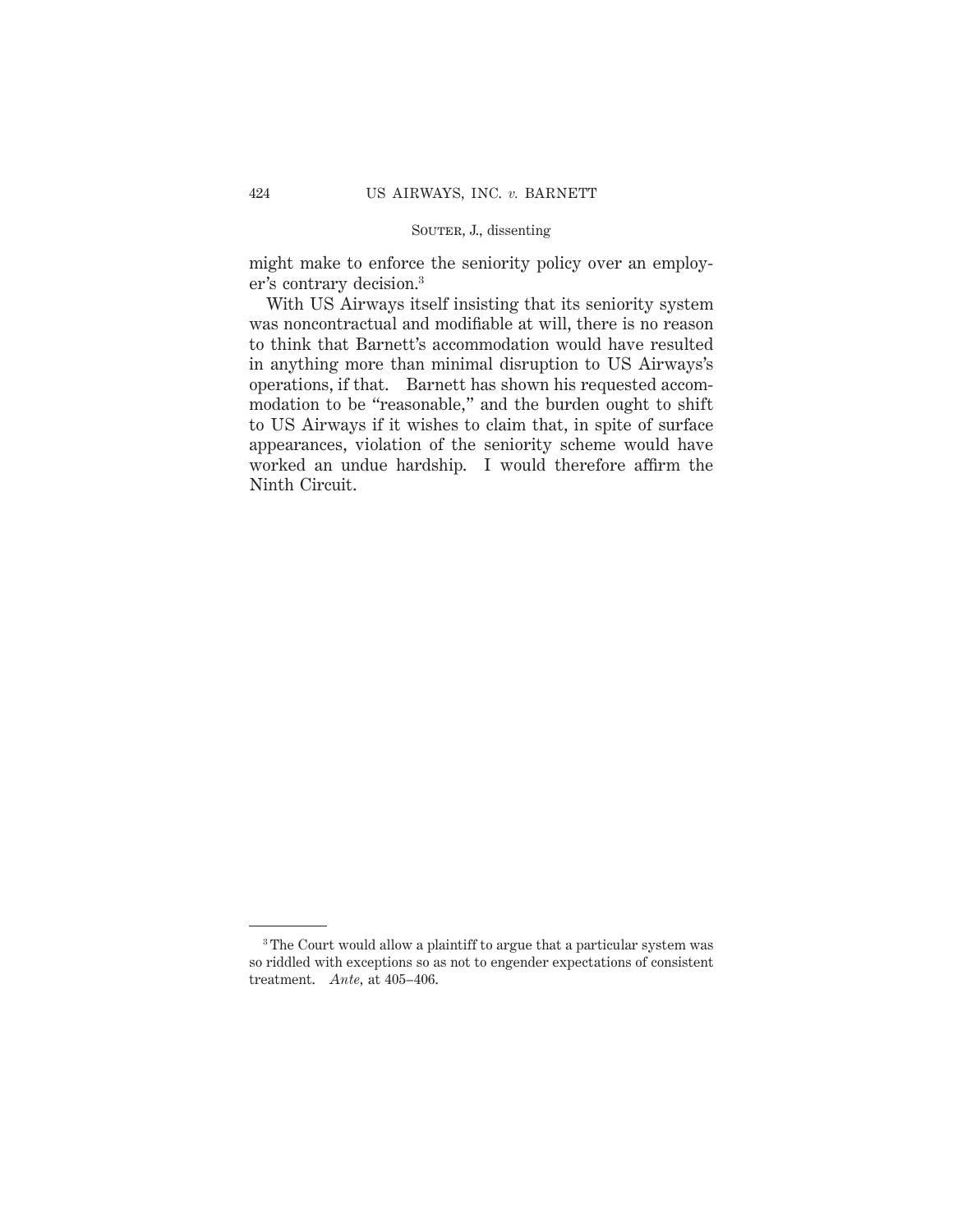might make to enforce the seniority policy over an employer's contrary decision.[3]

With US Airways itself insisting that its seniority system was noncontractual and modifiable at will, there is no reason to think that Barnett's accommodation would have resulted in anything more than minimal disruption to US Airways's operations, if that. Barnett has shown his requested accommodation to be "reasonable," and the burden ought to shift to US Airways if it wishes to claim that, in spite of surface appearances, violation of the seniority scheme would have worked an undue hardship. I would therefore affirm the Ninth Circuit.

---

[3] The Court would allow a plaintiff to argue that a particular system was so riddled with exceptions so as not to engender expectations of consistent treatment. *Ante*, at 405–406.